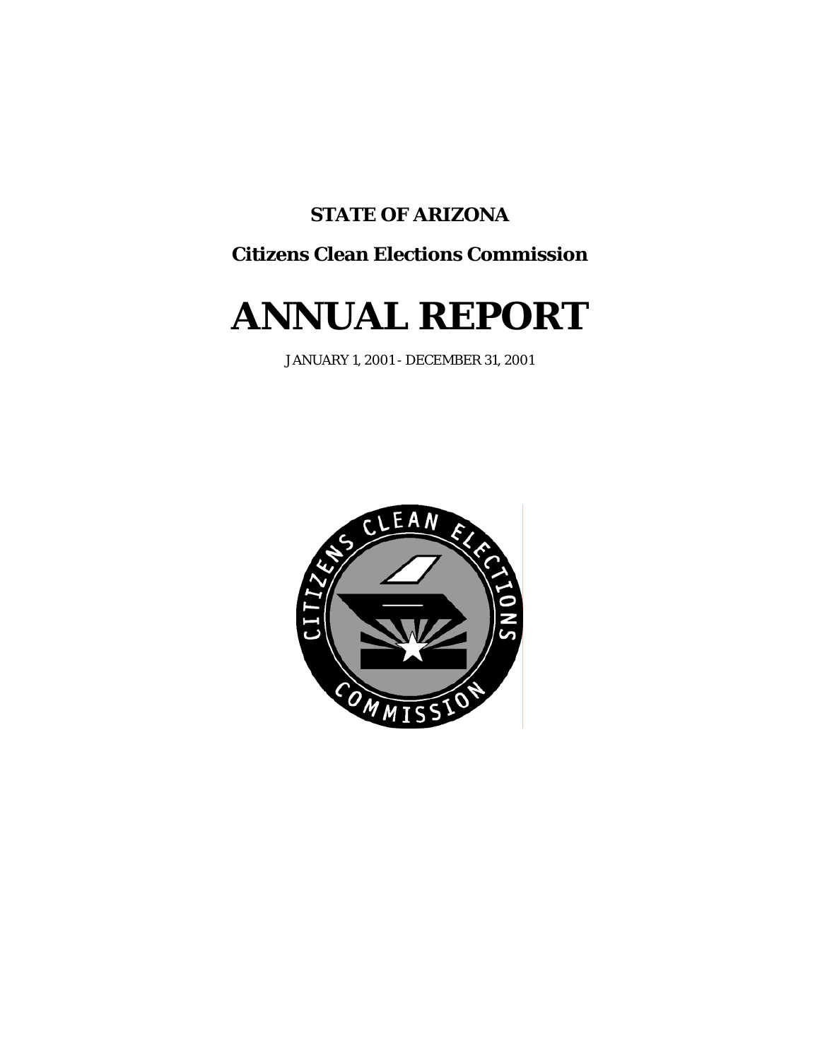**STATE OF ARIZONA**

**Citizens Clean Elections Commission**

# ANNUAL REPORT

JANUARY 1, 2001 - DECEMBER 31, 2001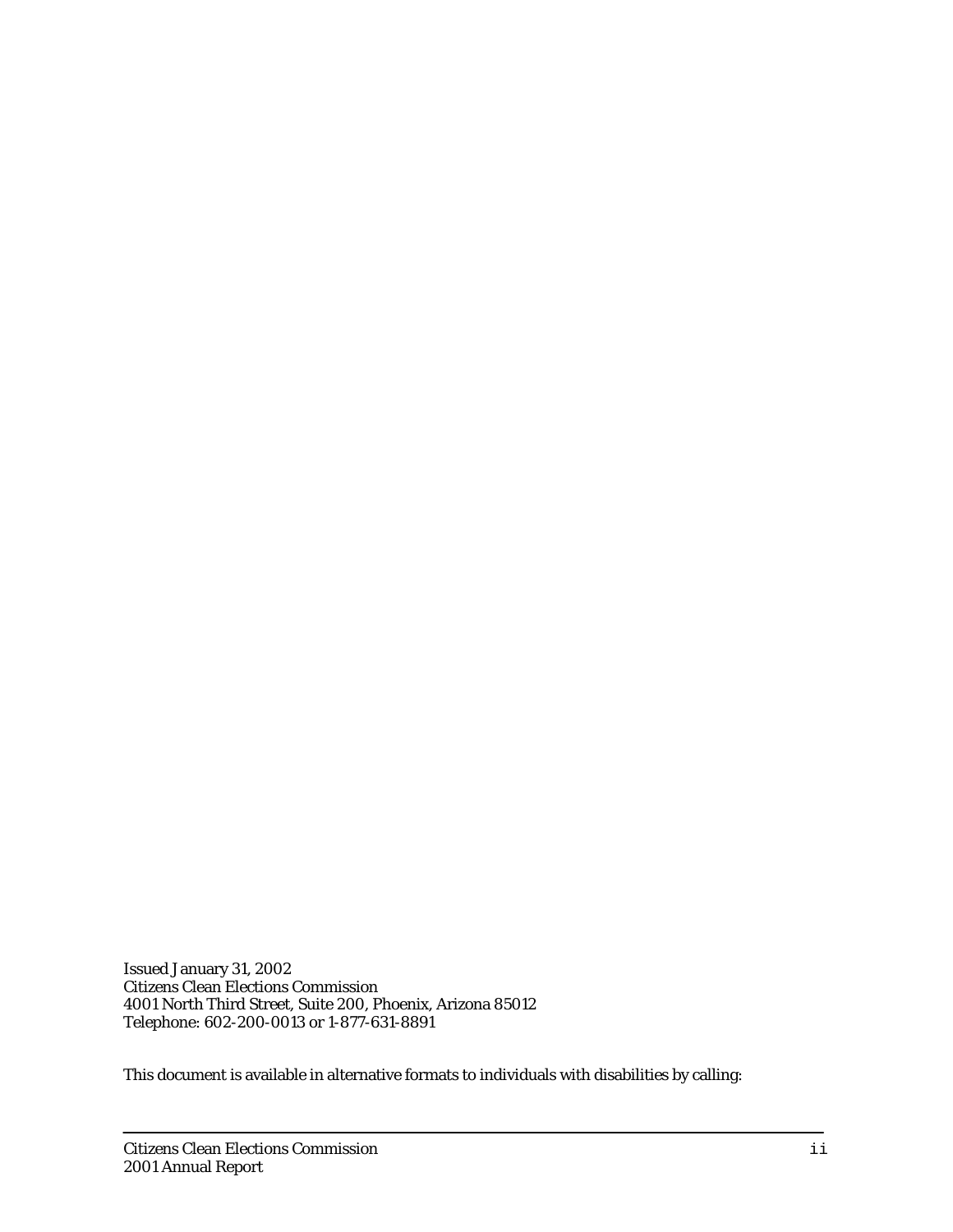Issued January 31, 2002  
Citizens Clean Elections Commission  
4001 North Third Street, Suite 200, Phoenix, Arizona 85012  
Telephone: 602-200-0013 or 1-877-631-8891

This document is available in alternative formats to individuals with disabilities by calling: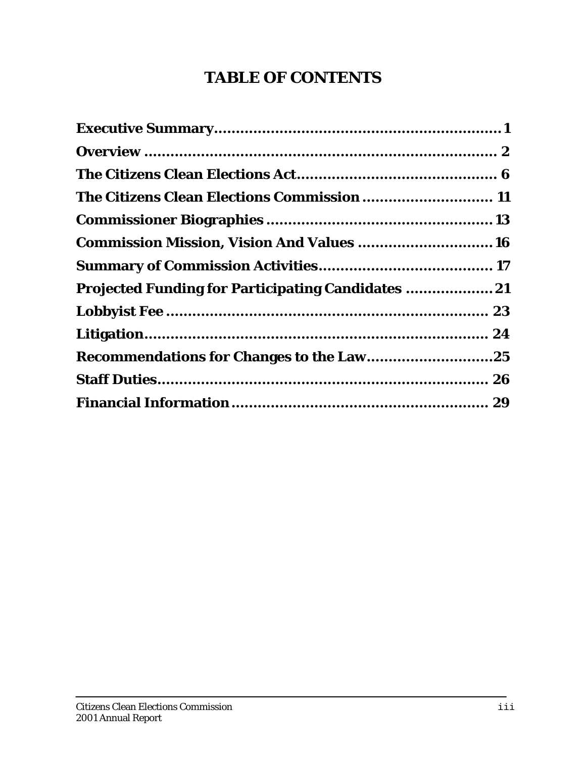# TABLE OF CONTENTS

**Executive Summary....................................................................1**

**Overview .................................................................................. 2**

**The Citizens Clean Elections Act............................................... 6**

**The Citizens Clean Elections Commission ............................. 11**

**Commissioner Biographies .................................................... 13**

**Commission Mission, Vision And Values ............................... 16**

**Summary of Commission Activities........................................ 17**

**Projected Funding for Participating Candidates .................... 21**

**Lobbyist Fee ........................................................................... 23**

**Litigation................................................................................ 24**

**Recommendations for Changes to the Law............................25**

**Staff Duties............................................................................ 26**

**Financial Information ........................................................... 29**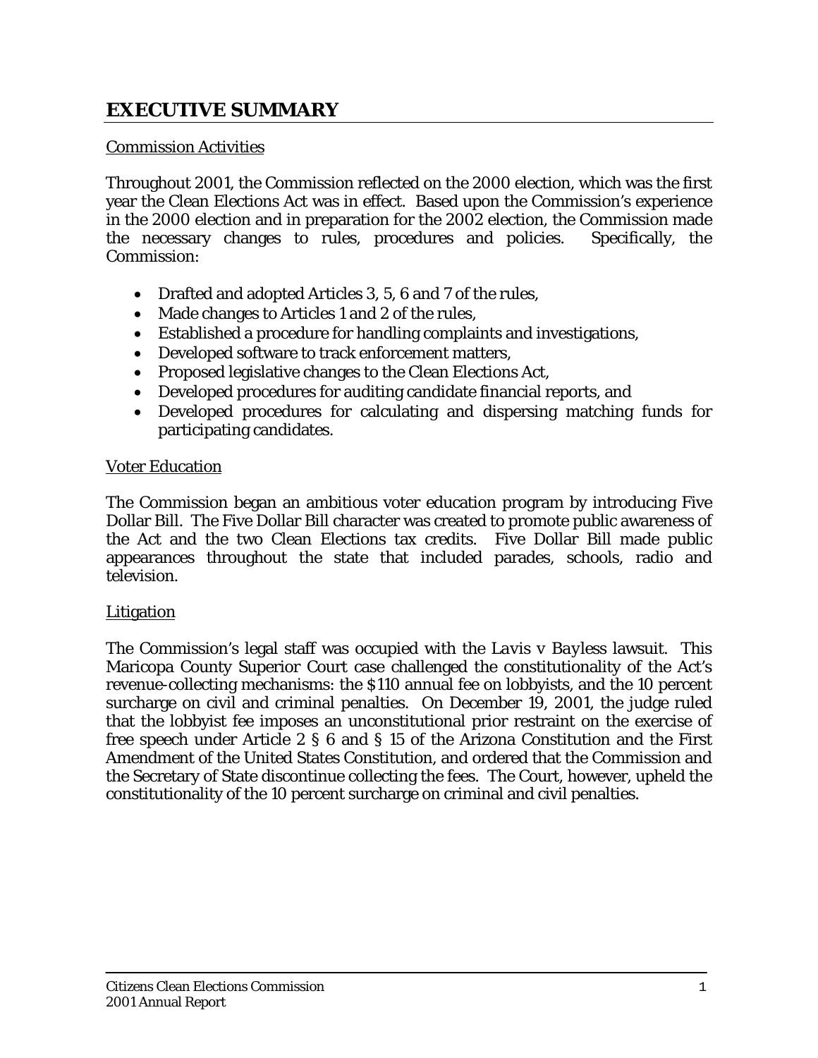# EXECUTIVE SUMMARY

Commission Activities

Throughout 2001, the Commission reflected on the 2000 election, which was the first year the Clean Elections Act was in effect. Based upon the Commission's experience in the 2000 election and in preparation for the 2002 election, the Commission made the necessary changes to rules, procedures and policies. Specifically, the Commission:

- Drafted and adopted Articles 3, 5, 6 and 7 of the rules,
- Made changes to Articles 1 and 2 of the rules,
- Established a procedure for handling complaints and investigations,
- Developed software to track enforcement matters,
- Proposed legislative changes to the Clean Elections Act,
- Developed procedures for auditing candidate financial reports, and
- Developed procedures for calculating and dispersing matching funds for participating candidates.

Voter Education

The Commission began an ambitious voter education program by introducing Five Dollar Bill. The Five Dollar Bill character was created to promote public awareness of the Act and the two Clean Elections tax credits. Five Dollar Bill made public appearances throughout the state that included parades, schools, radio and television.

Litigation

The Commission's legal staff was occupied with the *Lavis v Bayless* lawsuit. This Maricopa County Superior Court case challenged the constitutionality of the Act's revenue-collecting mechanisms: the $110 annual fee on lobbyists, and the 10 percent surcharge on civil and criminal penalties. On December 19, 2001, the judge ruled that the lobbyist fee imposes an unconstitutional prior restraint on the exercise of free speech under Article 2 § 6 and § 15 of the Arizona Constitution and the First Amendment of the United States Constitution, and ordered that the Commission and the Secretary of State discontinue collecting the fees. The Court, however, upheld the constitutionality of the 10 percent surcharge on criminal and civil penalties.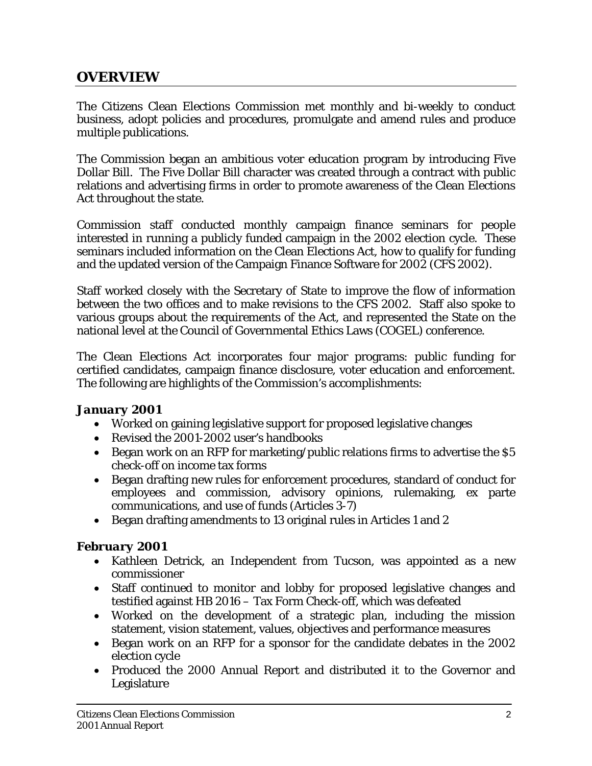## OVERVIEW

The Citizens Clean Elections Commission met monthly and bi-weekly to conduct business, adopt policies and procedures, promulgate and amend rules and produce multiple publications.

The Commission began an ambitious voter education program by introducing Five Dollar Bill. The Five Dollar Bill character was created through a contract with public relations and advertising firms in order to promote awareness of the Clean Elections Act throughout the state.

Commission staff conducted monthly campaign finance seminars for people interested in running a publicly funded campaign in the 2002 election cycle. These seminars included information on the Clean Elections Act, how to qualify for funding and the updated version of the Campaign Finance Software for 2002 (CFS 2002).

Staff worked closely with the Secretary of State to improve the flow of information between the two offices and to make revisions to the CFS 2002. Staff also spoke to various groups about the requirements of the Act, and represented the State on the national level at the Council of Governmental Ethics Laws (COGEL) conference.

The Clean Elections Act incorporates four major programs: public funding for certified candidates, campaign finance disclosure, voter education and enforcement. The following are highlights of the Commission's accomplishments:

### *January 2001*

- Worked on gaining legislative support for proposed legislative changes
- Revised the 2001-2002 user's handbooks
- Began work on an RFP for marketing/public relations firms to advertise the $5 check-off on income tax forms
- Began drafting new rules for enforcement procedures, standard of conduct for employees and commission, advisory opinions, rulemaking, ex parte communications, and use of funds (Articles 3-7)
- Began drafting amendments to 13 original rules in Articles 1 and 2

### *February 2001*

- Kathleen Detrick, an Independent from Tucson, was appointed as a new commissioner
- Staff continued to monitor and lobby for proposed legislative changes and testified against HB 2016 – Tax Form Check-off, which was defeated
- Worked on the development of a strategic plan, including the mission statement, vision statement, values, objectives and performance measures
- Began work on an RFP for a sponsor for the candidate debates in the 2002 election cycle
- Produced the 2000 Annual Report and distributed it to the Governor and Legislature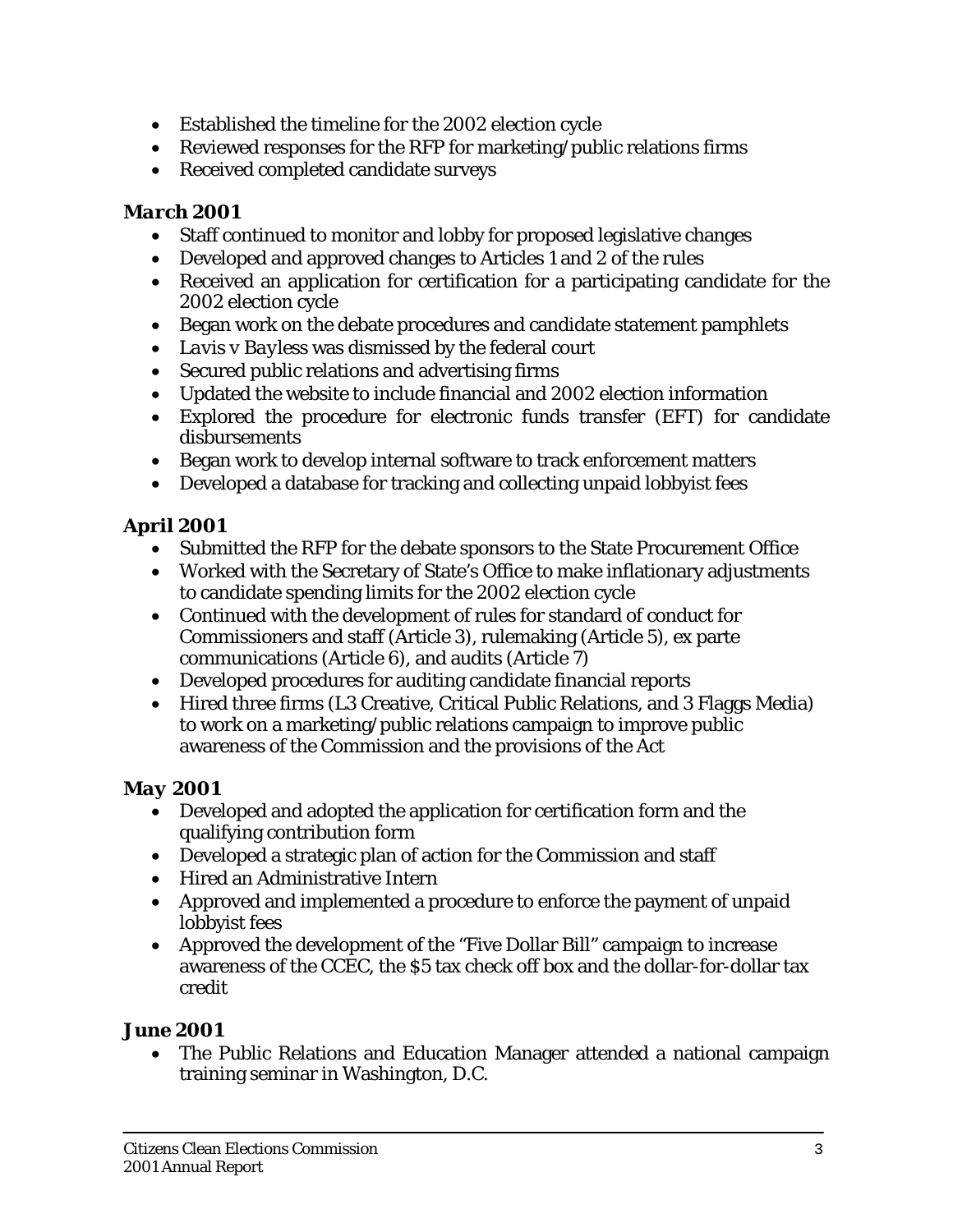- Established the timeline for the 2002 election cycle
- Reviewed responses for the RFP for marketing/public relations firms
- Received completed candidate surveys

### March 2001

- Staff continued to monitor and lobby for proposed legislative changes
- Developed and approved changes to Articles 1 and 2 of the rules
- Received an application for certification for a participating candidate for the 2002 election cycle
- Began work on the debate procedures and candidate statement pamphlets
- *Lavis v Bayless* was dismissed by the federal court
- Secured public relations and advertising firms
- Updated the website to include financial and 2002 election information
- Explored the procedure for electronic funds transfer (EFT) for candidate disbursements
- Began work to develop internal software to track enforcement matters
- Developed a database for tracking and collecting unpaid lobbyist fees

### April 2001

- Submitted the RFP for the debate sponsors to the State Procurement Office
- Worked with the Secretary of State's Office to make inflationary adjustments to candidate spending limits for the 2002 election cycle
- Continued with the development of rules for standard of conduct for Commissioners and staff (Article 3), rulemaking (Article 5), ex parte communications (Article 6), and audits (Article 7)
- Developed procedures for auditing candidate financial reports
- Hired three firms (L3 Creative, Critical Public Relations, and 3 Flaggs Media) to work on a marketing/public relations campaign to improve public awareness of the Commission and the provisions of the Act

### May 2001

- Developed and adopted the application for certification form and the qualifying contribution form
- Developed a strategic plan of action for the Commission and staff
- Hired an Administrative Intern
- Approved and implemented a procedure to enforce the payment of unpaid lobbyist fees
- Approved the development of the "Five Dollar Bill" campaign to increase awareness of the CCEC, the $5 tax check off box and the dollar-for-dollar tax credit

### June 2001

- The Public Relations and Education Manager attended a national campaign training seminar in Washington, D.C.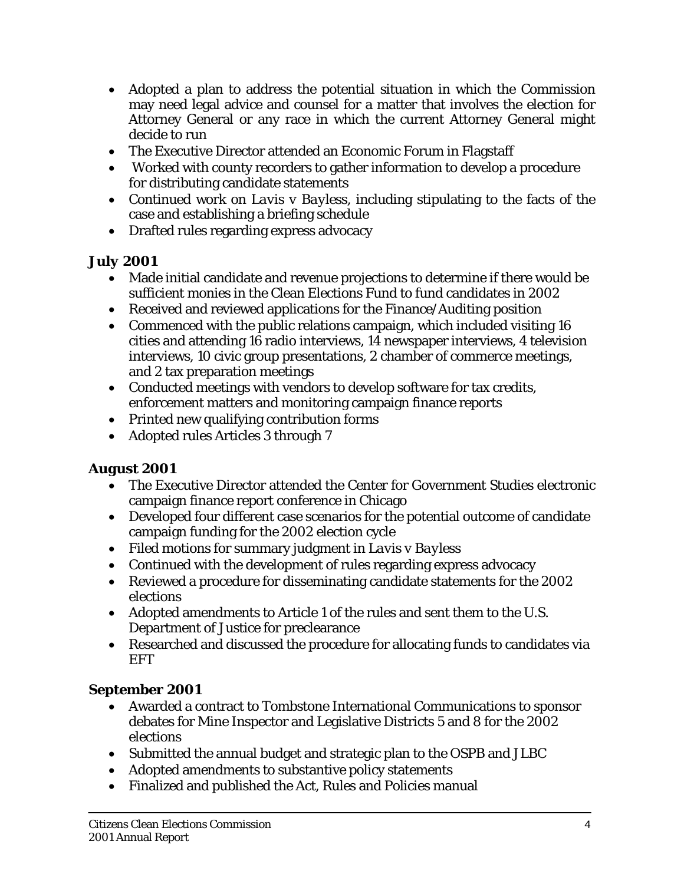- Adopted a plan to address the potential situation in which the Commission may need legal advice and counsel for a matter that involves the election for Attorney General or any race in which the current Attorney General might decide to run
- The Executive Director attended an Economic Forum in Flagstaff
- Worked with county recorders to gather information to develop a procedure for distributing candidate statements
- Continued work on *Lavis v Bayless*, including stipulating to the facts of the case and establishing a briefing schedule
- Drafted rules regarding express advocacy

### July 2001

- Made initial candidate and revenue projections to determine if there would be sufficient monies in the Clean Elections Fund to fund candidates in 2002
- Received and reviewed applications for the Finance/Auditing position
- Commenced with the public relations campaign, which included visiting 16 cities and attending 16 radio interviews, 14 newspaper interviews, 4 television interviews, 10 civic group presentations, 2 chamber of commerce meetings, and 2 tax preparation meetings
- Conducted meetings with vendors to develop software for tax credits, enforcement matters and monitoring campaign finance reports
- Printed new qualifying contribution forms
- Adopted rules Articles 3 through 7

### August 2001

- The Executive Director attended the Center for Government Studies electronic campaign finance report conference in Chicago
- Developed four different case scenarios for the potential outcome of candidate campaign funding for the 2002 election cycle
- Filed motions for summary judgment in *Lavis v Bayless*
- Continued with the development of rules regarding express advocacy
- Reviewed a procedure for disseminating candidate statements for the 2002 elections
- Adopted amendments to Article 1 of the rules and sent them to the U.S. Department of Justice for preclearance
- Researched and discussed the procedure for allocating funds to candidates via EFT

### September 2001

- Awarded a contract to Tombstone International Communications to sponsor debates for Mine Inspector and Legislative Districts 5 and 8 for the 2002 elections
- Submitted the annual budget and strategic plan to the OSPB and JLBC
- Adopted amendments to substantive policy statements
- Finalized and published the Act, Rules and Policies manual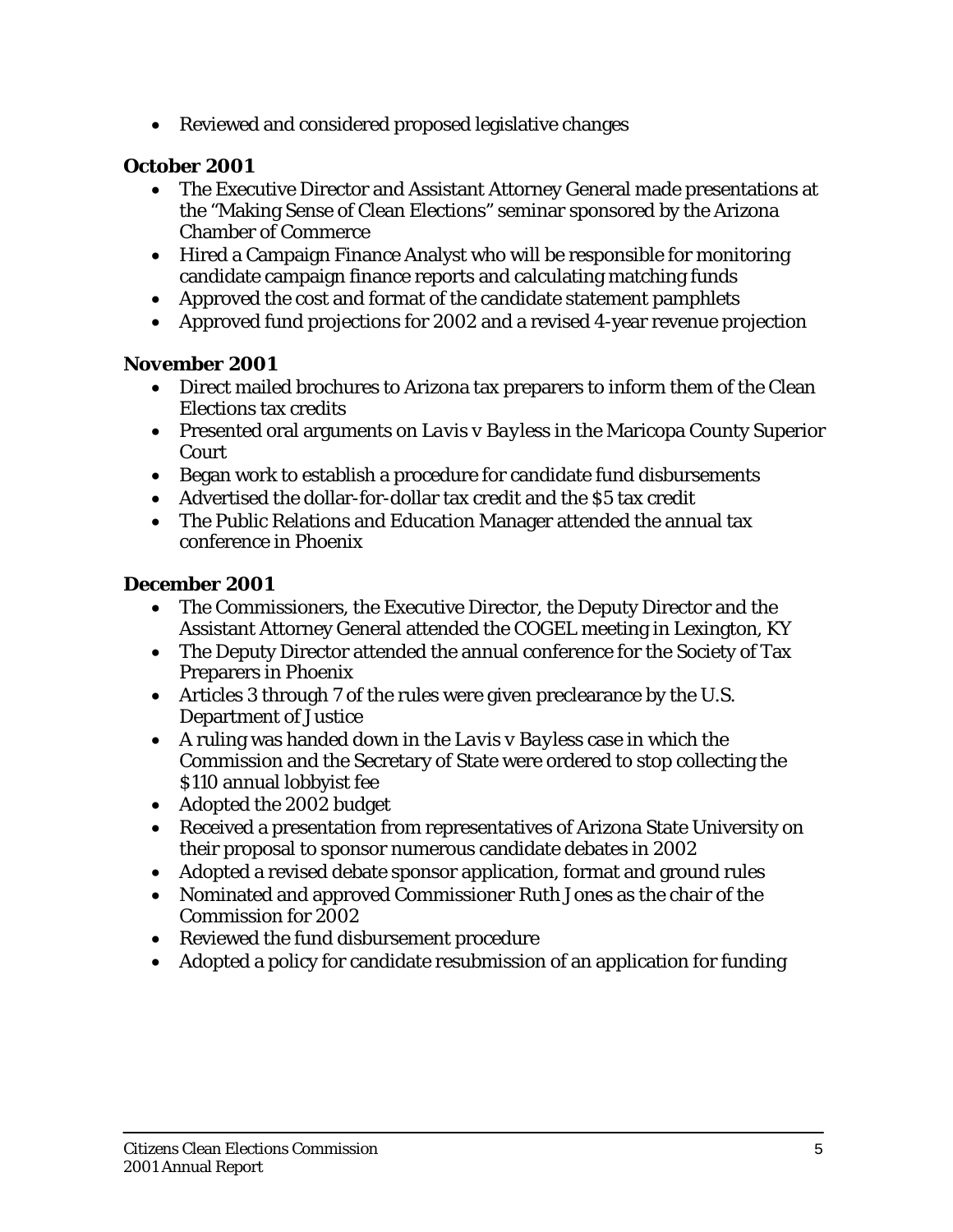- Reviewed and considered proposed legislative changes

**October 2001**

- The Executive Director and Assistant Attorney General made presentations at the "Making Sense of Clean Elections" seminar sponsored by the Arizona Chamber of Commerce
- Hired a Campaign Finance Analyst who will be responsible for monitoring candidate campaign finance reports and calculating matching funds
- Approved the cost and format of the candidate statement pamphlets
- Approved fund projections for 2002 and a revised 4-year revenue projection

**November 2001**

- Direct mailed brochures to Arizona tax preparers to inform them of the Clean Elections tax credits
- Presented oral arguments on *Lavis v Bayless* in the Maricopa County Superior Court
- Began work to establish a procedure for candidate fund disbursements
- Advertised the dollar-for-dollar tax credit and the $5 tax credit
- The Public Relations and Education Manager attended the annual tax conference in Phoenix

**December 2001**

- The Commissioners, the Executive Director, the Deputy Director and the Assistant Attorney General attended the COGEL meeting in Lexington, KY
- The Deputy Director attended the annual conference for the Society of Tax Preparers in Phoenix
- Articles 3 through 7 of the rules were given preclearance by the U.S. Department of Justice
- A ruling was handed down in the *Lavis v Bayless* case in which the Commission and the Secretary of State were ordered to stop collecting the $110 annual lobbyist fee
- Adopted the 2002 budget
- Received a presentation from representatives of Arizona State University on their proposal to sponsor numerous candidate debates in 2002
- Adopted a revised debate sponsor application, format and ground rules
- Nominated and approved Commissioner Ruth Jones as the chair of the Commission for 2002
- Reviewed the fund disbursement procedure
- Adopted a policy for candidate resubmission of an application for funding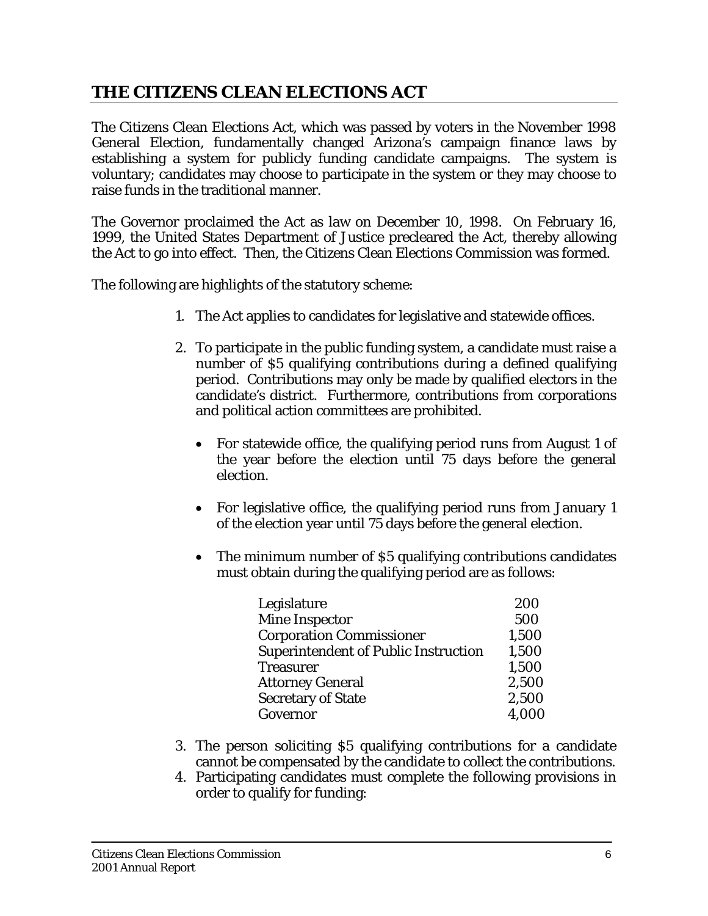## THE CITIZENS CLEAN ELECTIONS ACT

The Citizens Clean Elections Act, which was passed by voters in the November 1998 General Election, fundamentally changed Arizona's campaign finance laws by establishing a system for publicly funding candidate campaigns. The system is voluntary; candidates may choose to participate in the system or they may choose to raise funds in the traditional manner.

The Governor proclaimed the Act as law on December 10, 1998. On February 16, 1999, the United States Department of Justice precleared the Act, thereby allowing the Act to go into effect. Then, the Citizens Clean Elections Commission was formed.

The following are highlights of the statutory scheme:

1. The Act applies to candidates for legislative and statewide offices.
2. To participate in the public funding system, a candidate must raise a number of $5 qualifying contributions during a defined qualifying period. Contributions may only be made by qualified electors in the candidate's district. Furthermore, contributions from corporations and political action committees are prohibited.
   - For statewide office, the qualifying period runs from August 1 of the year before the election until 75 days before the general election.
   - For legislative office, the qualifying period runs from January 1 of the election year until 75 days before the general election.
   - The minimum number of $5 qualifying contributions candidates must obtain during the qualifying period are as follows:

| | |
|---|---|
| Legislature | 200 |
| Mine Inspector | 500 |
| Corporation Commissioner | 1,500 |
| Superintendent of Public Instruction | 1,500 |
| Treasurer | 1,500 |
| Attorney General | 2,500 |
| Secretary of State | 2,500 |
| Governor | 4,000 |

3. The person soliciting $5 qualifying contributions for a candidate cannot be compensated by the candidate to collect the contributions.
4. Participating candidates must complete the following provisions in order to qualify for funding: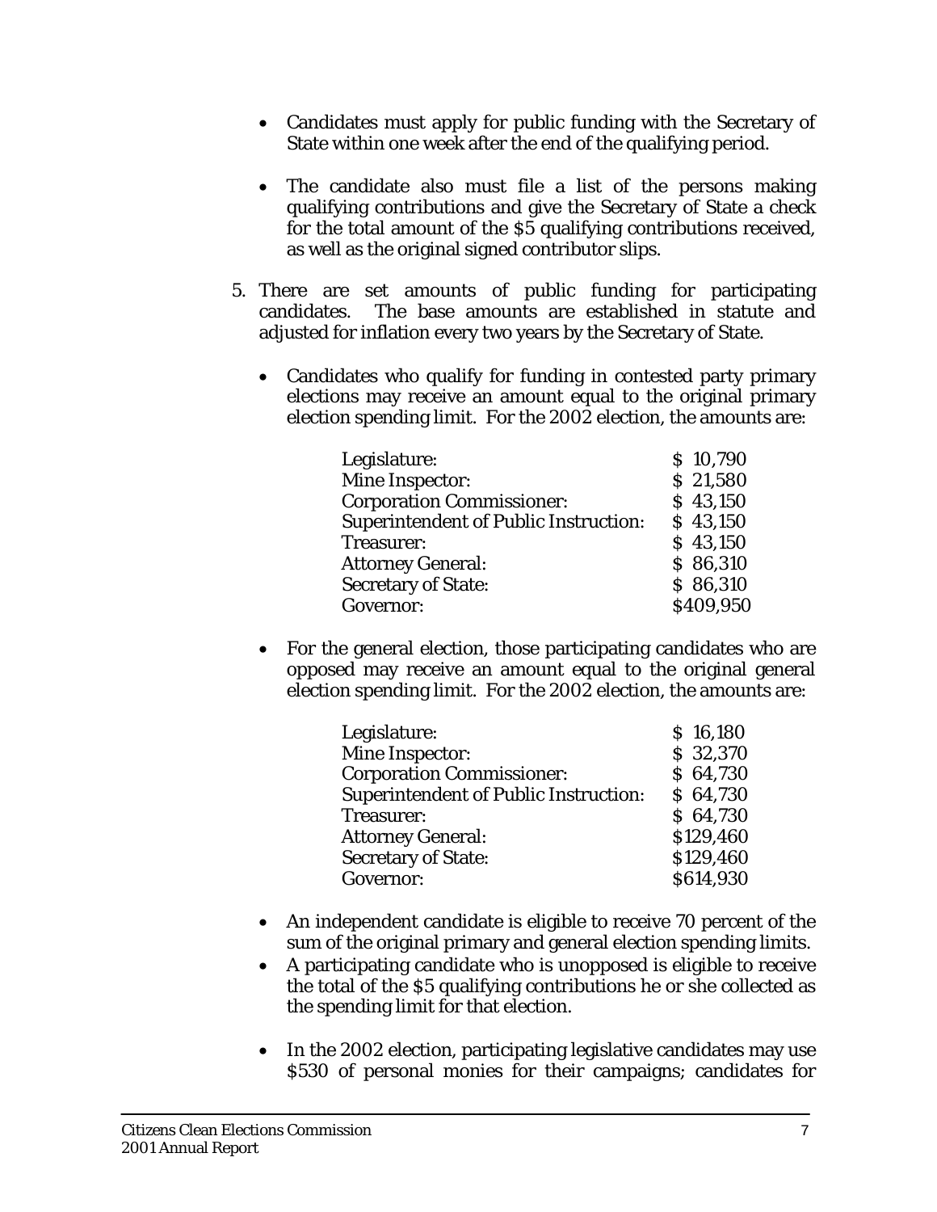- Candidates must apply for public funding with the Secretary of State within one week after the end of the qualifying period.

- The candidate also must file a list of the persons making qualifying contributions and give the Secretary of State a check for the total amount of the $5 qualifying contributions received, as well as the original signed contributor slips.

5. There are set amounts of public funding for participating candidates. The base amounts are established in statute and adjusted for inflation every two years by the Secretary of State.

   - Candidates who qualify for funding in contested party primary elections may receive an amount equal to the original primary election spending limit. For the 2002 election, the amounts are:

     | | |
     |---|---|
     | Legislature: | $ 10,790 |
     | Mine Inspector: | $ 21,580 |
     | Corporation Commissioner: | $ 43,150 |
     | Superintendent of Public Instruction: | $ 43,150 |
     | Treasurer: | $ 43,150 |
     | Attorney General: | $ 86,310 |
     | Secretary of State: | $ 86,310 |
     | Governor: | $409,950 |

   - For the general election, those participating candidates who are opposed may receive an amount equal to the original general election spending limit. For the 2002 election, the amounts are:

     | | |
     |---|---|
     | Legislature: | $ 16,180 |
     | Mine Inspector: | $ 32,370 |
     | Corporation Commissioner: | $ 64,730 |
     | Superintendent of Public Instruction: | $ 64,730 |
     | Treasurer: | $ 64,730 |
     | Attorney General: | $129,460 |
     | Secretary of State: | $129,460 |
     | Governor: | $614,930 |

   - An independent candidate is eligible to receive 70 percent of the sum of the original primary and general election spending limits.
   - A participating candidate who is unopposed is eligible to receive the total of the $5 qualifying contributions he or she collected as the spending limit for that election.

   - In the 2002 election, participating legislative candidates may use $530 of personal monies for their campaigns; candidates for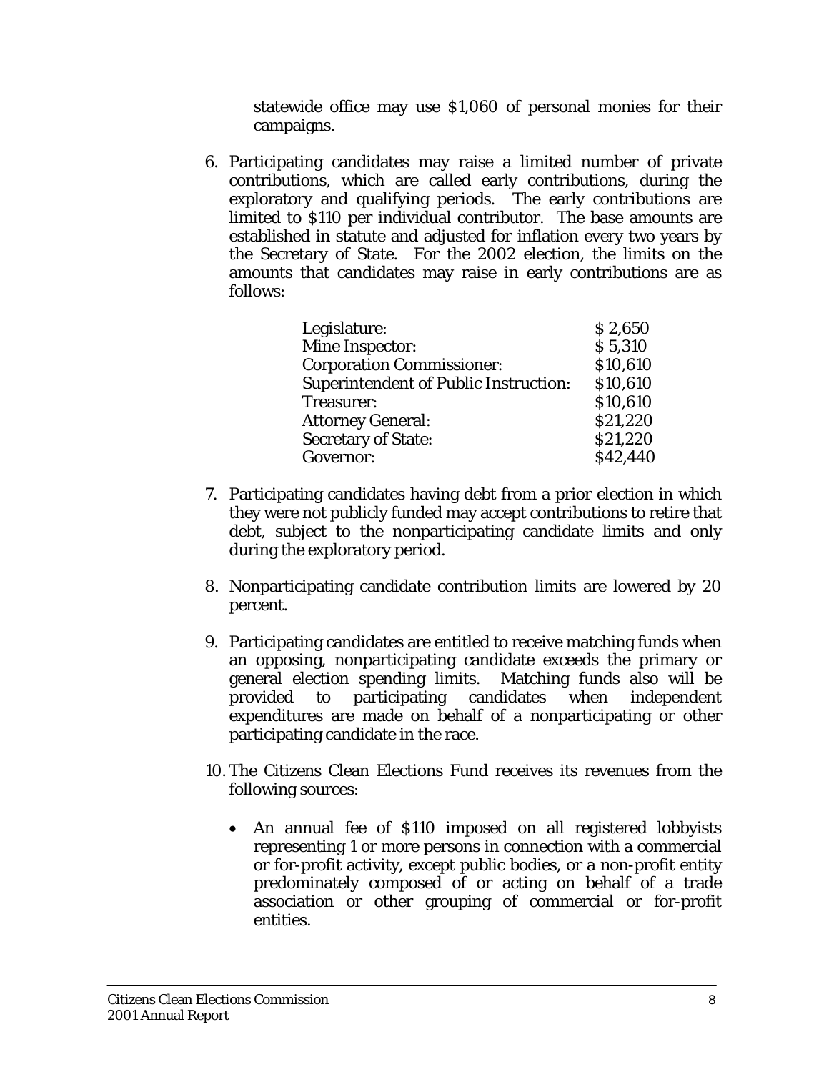statewide office may use $1,060 of personal monies for their campaigns.

6. Participating candidates may raise a limited number of private contributions, which are called early contributions, during the exploratory and qualifying periods. The early contributions are limited to $110 per individual contributor. The base amounts are established in statute and adjusted for inflation every two years by the Secretary of State. For the 2002 election, the limits on the amounts that candidates may raise in early contributions are as follows:

| | |
|---|---|
| Legislature: | $ 2,650 |
| Mine Inspector: | $ 5,310 |
| Corporation Commissioner: | $10,610 |
| Superintendent of Public Instruction: | $10,610 |
| Treasurer: | $10,610 |
| Attorney General: | $21,220 |
| Secretary of State: | $21,220 |
| Governor: | $42,440 |

7. Participating candidates having debt from a prior election in which they were not publicly funded may accept contributions to retire that debt, subject to the nonparticipating candidate limits and only during the exploratory period.

8. Nonparticipating candidate contribution limits are lowered by 20 percent.

9. Participating candidates are entitled to receive matching funds when an opposing, nonparticipating candidate exceeds the primary or general election spending limits. Matching funds also will be provided to participating candidates when independent expenditures are made on behalf of a nonparticipating or other participating candidate in the race.

10. The Citizens Clean Elections Fund receives its revenues from the following sources:

    - An annual fee of $110 imposed on all registered lobbyists representing 1 or more persons in connection with a commercial or for-profit activity, except public bodies, or a non-profit entity predominately composed of or acting on behalf of a trade association or other grouping of commercial or for-profit entities.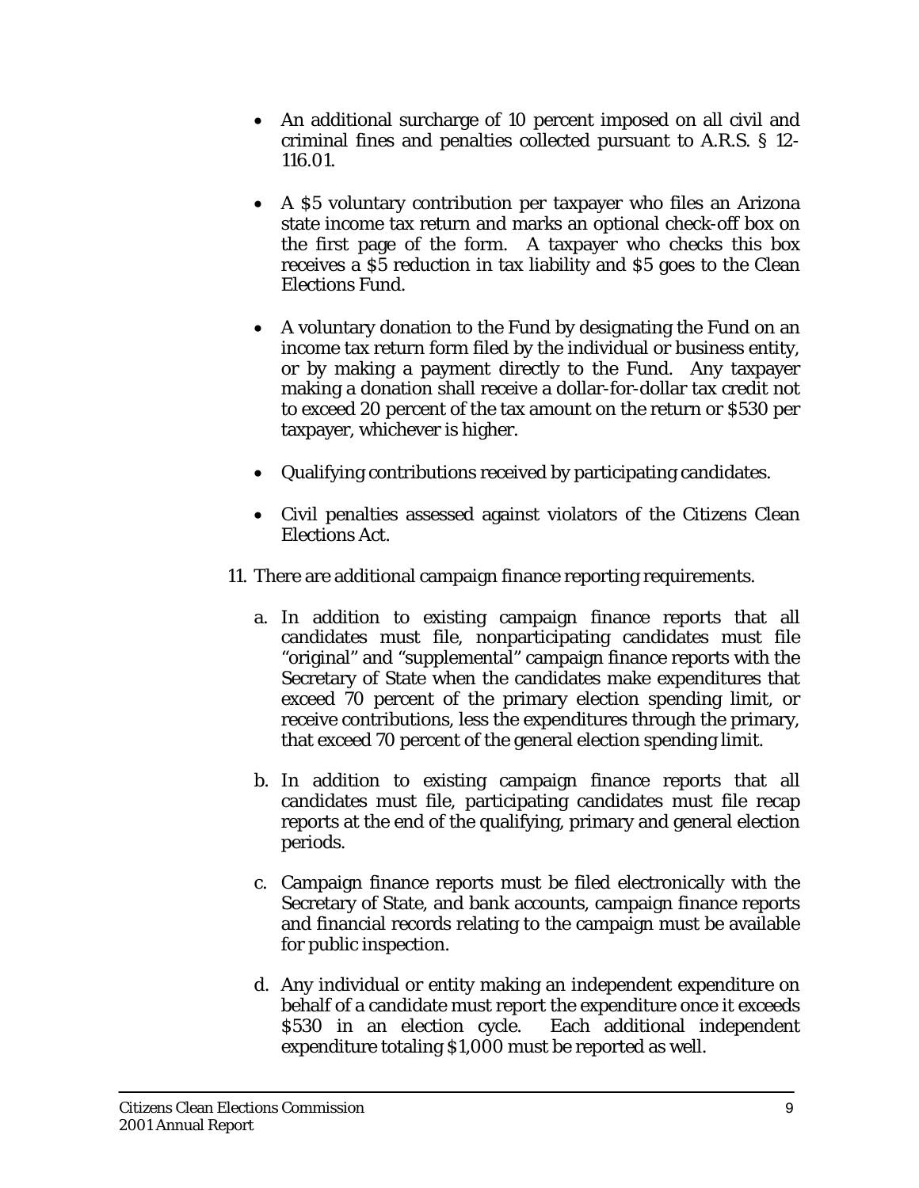- An additional surcharge of 10 percent imposed on all civil and criminal fines and penalties collected pursuant to A.R.S. § 12-116.01.

- A $5 voluntary contribution per taxpayer who files an Arizona state income tax return and marks an optional check-off box on the first page of the form. A taxpayer who checks this box receives a $5 reduction in tax liability and $5 goes to the Clean Elections Fund.

- A voluntary donation to the Fund by designating the Fund on an income tax return form filed by the individual or business entity, or by making a payment directly to the Fund. Any taxpayer making a donation shall receive a dollar-for-dollar tax credit not to exceed 20 percent of the tax amount on the return or $530 per taxpayer, whichever is higher.

- Qualifying contributions received by participating candidates.

- Civil penalties assessed against violators of the Citizens Clean Elections Act.

11. There are additional campaign finance reporting requirements.

    a. In addition to existing campaign finance reports that all candidates must file, nonparticipating candidates must file "original" and "supplemental" campaign finance reports with the Secretary of State when the candidates make expenditures that exceed 70 percent of the primary election spending limit, or receive contributions, less the expenditures through the primary, that exceed 70 percent of the general election spending limit.

    b. In addition to existing campaign finance reports that all candidates must file, participating candidates must file recap reports at the end of the qualifying, primary and general election periods.

    c. Campaign finance reports must be filed electronically with the Secretary of State, and bank accounts, campaign finance reports and financial records relating to the campaign must be available for public inspection.

    d. Any individual or entity making an independent expenditure on behalf of a candidate must report the expenditure once it exceeds $530 in an election cycle. Each additional independent expenditure totaling $1,000 must be reported as well.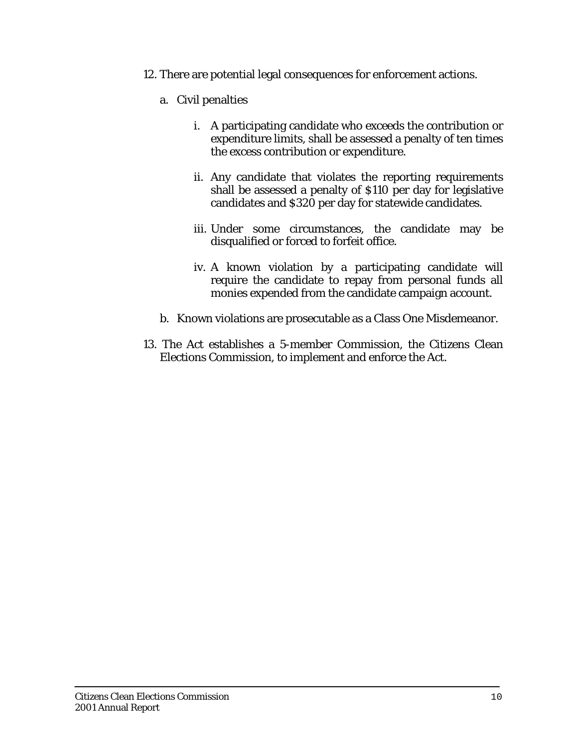12. There are potential legal consequences for enforcement actions.

    a. Civil penalties

        i. A participating candidate who exceeds the contribution or expenditure limits, shall be assessed a penalty of ten times the excess contribution or expenditure.

        ii. Any candidate that violates the reporting requirements shall be assessed a penalty of $110 per day for legislative candidates and $320 per day for statewide candidates.

        iii. Under some circumstances, the candidate may be disqualified or forced to forfeit office.

        iv. A known violation by a participating candidate will require the candidate to repay from personal funds all monies expended from the candidate campaign account.

    b. Known violations are prosecutable as a Class One Misdemeanor.

13. The Act establishes a 5-member Commission, the Citizens Clean Elections Commission, to implement and enforce the Act.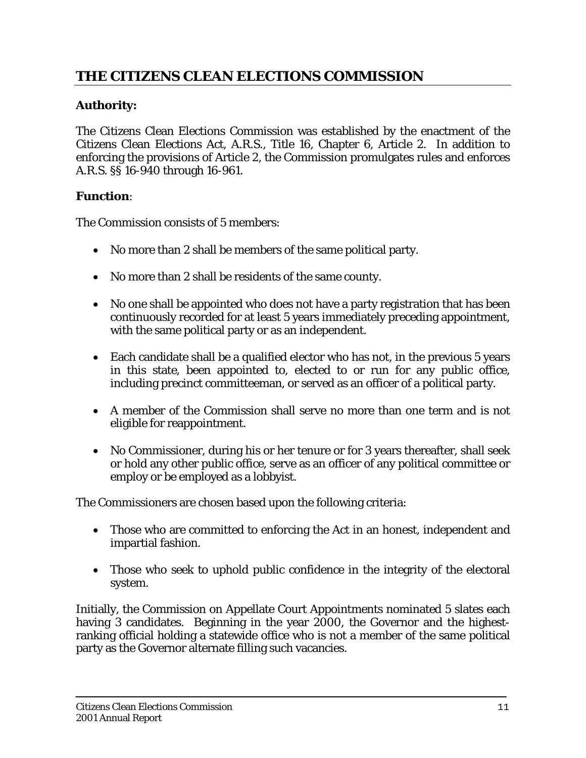## THE CITIZENS CLEAN ELECTIONS COMMISSION

**Authority:**

The Citizens Clean Elections Commission was established by the enactment of the Citizens Clean Elections Act, A.R.S., Title 16, Chapter 6, Article 2. In addition to enforcing the provisions of Article 2, the Commission promulgates rules and enforces A.R.S. §§ 16-940 through 16-961.

**Function**:

The Commission consists of 5 members:

- No more than 2 shall be members of the same political party.
- No more than 2 shall be residents of the same county.
- No one shall be appointed who does not have a party registration that has been continuously recorded for at least 5 years immediately preceding appointment, with the same political party or as an independent.
- Each candidate shall be a qualified elector who has not, in the previous 5 years in this state, been appointed to, elected to or run for any public office, including precinct committeeman, or served as an officer of a political party.
- A member of the Commission shall serve no more than one term and is not eligible for reappointment.
- No Commissioner, during his or her tenure or for 3 years thereafter, shall seek or hold any other public office, serve as an officer of any political committee or employ or be employed as a lobbyist.

The Commissioners are chosen based upon the following criteria:

- Those who are committed to enforcing the Act in an honest, independent and impartial fashion.
- Those who seek to uphold public confidence in the integrity of the electoral system.

Initially, the Commission on Appellate Court Appointments nominated 5 slates each having 3 candidates. Beginning in the year 2000, the Governor and the highest-ranking official holding a statewide office who is not a member of the same political party as the Governor alternate filling such vacancies.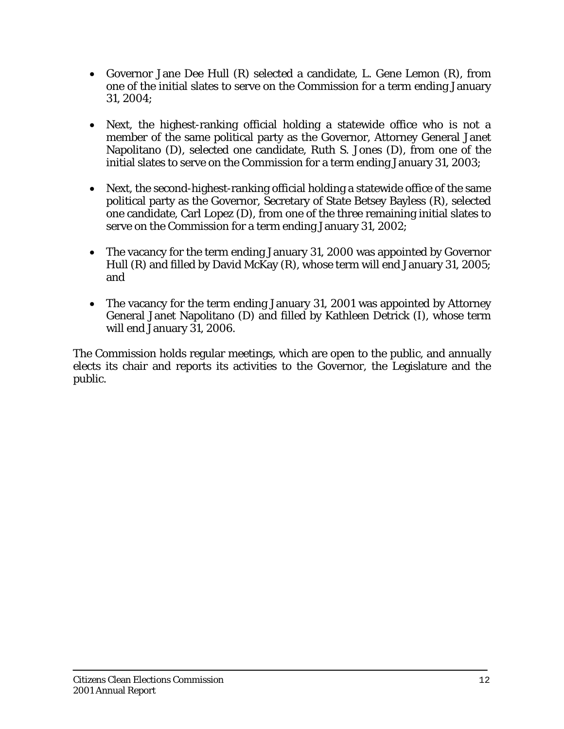- Governor Jane Dee Hull (R) selected a candidate, L. Gene Lemon (R), from one of the initial slates to serve on the Commission for a term ending January 31, 2004;

- Next, the highest-ranking official holding a statewide office who is not a member of the same political party as the Governor, Attorney General Janet Napolitano (D), selected one candidate, Ruth S. Jones (D), from one of the initial slates to serve on the Commission for a term ending January 31, 2003;

- Next, the second-highest-ranking official holding a statewide office of the same political party as the Governor, Secretary of State Betsey Bayless (R), selected one candidate, Carl Lopez (D), from one of the three remaining initial slates to serve on the Commission for a term ending January 31, 2002;

- The vacancy for the term ending January 31, 2000 was appointed by Governor Hull (R) and filled by David McKay (R), whose term will end January 31, 2005; and

- The vacancy for the term ending January 31, 2001 was appointed by Attorney General Janet Napolitano (D) and filled by Kathleen Detrick (I), whose term will end January 31, 2006.

The Commission holds regular meetings, which are open to the public, and annually elects its chair and reports its activities to the Governor, the Legislature and the public.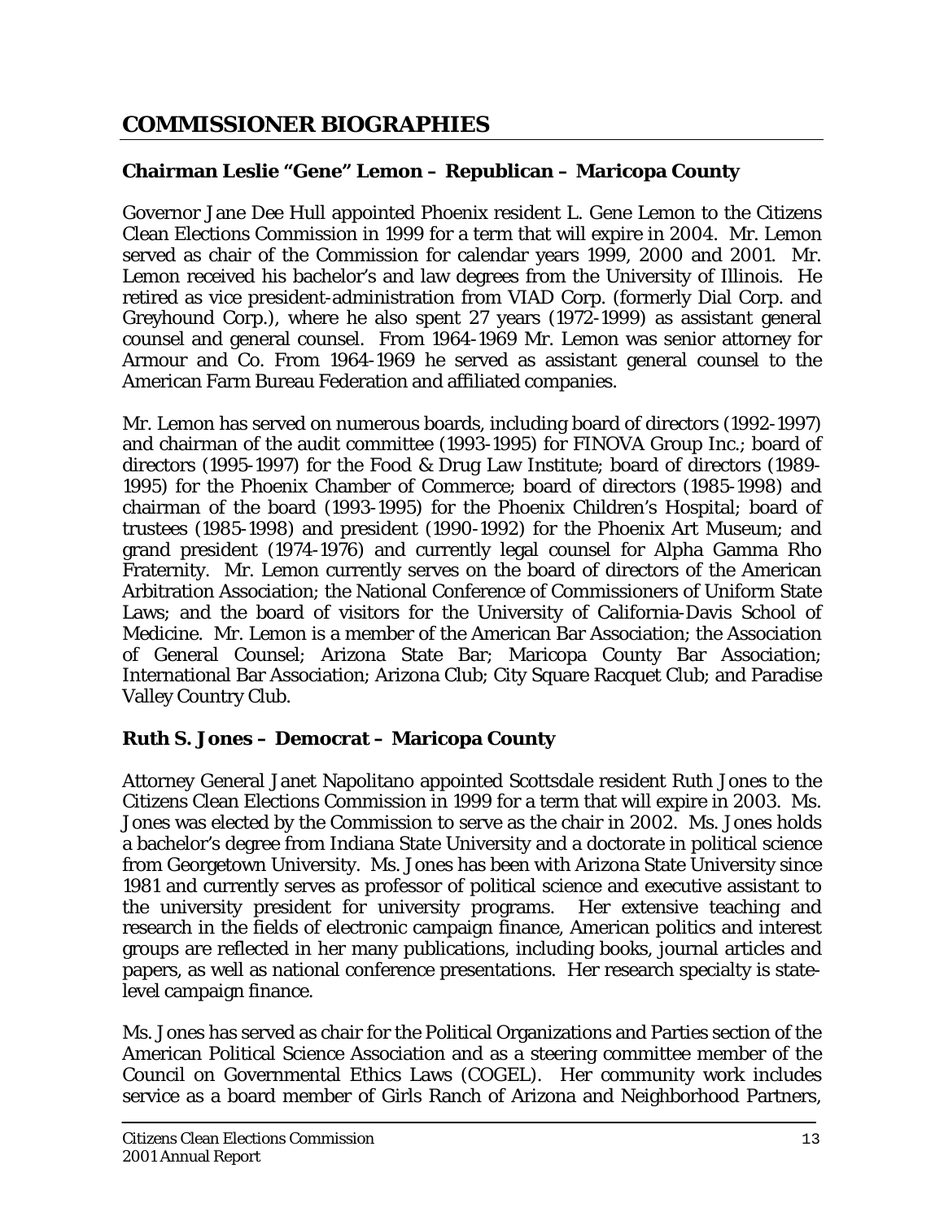## COMMISSIONER BIOGRAPHIES

### Chairman Leslie "Gene" Lemon – Republican – Maricopa County

Governor Jane Dee Hull appointed Phoenix resident L. Gene Lemon to the Citizens Clean Elections Commission in 1999 for a term that will expire in 2004. Mr. Lemon served as chair of the Commission for calendar years 1999, 2000 and 2001. Mr. Lemon received his bachelor's and law degrees from the University of Illinois. He retired as vice president-administration from VIAD Corp. (formerly Dial Corp. and Greyhound Corp.), where he also spent 27 years (1972-1999) as assistant general counsel and general counsel. From 1964-1969 Mr. Lemon was senior attorney for Armour and Co. From 1964-1969 he served as assistant general counsel to the American Farm Bureau Federation and affiliated companies.

Mr. Lemon has served on numerous boards, including board of directors (1992-1997) and chairman of the audit committee (1993-1995) for FINOVA Group Inc.; board of directors (1995-1997) for the Food & Drug Law Institute; board of directors (1989-1995) for the Phoenix Chamber of Commerce; board of directors (1985-1998) and chairman of the board (1993-1995) for the Phoenix Children's Hospital; board of trustees (1985-1998) and president (1990-1992) for the Phoenix Art Museum; and grand president (1974-1976) and currently legal counsel for Alpha Gamma Rho Fraternity. Mr. Lemon currently serves on the board of directors of the American Arbitration Association; the National Conference of Commissioners of Uniform State Laws; and the board of visitors for the University of California-Davis School of Medicine. Mr. Lemon is a member of the American Bar Association; the Association of General Counsel; Arizona State Bar; Maricopa County Bar Association; International Bar Association; Arizona Club; City Square Racquet Club; and Paradise Valley Country Club.

### Ruth S. Jones – Democrat – Maricopa County

Attorney General Janet Napolitano appointed Scottsdale resident Ruth Jones to the Citizens Clean Elections Commission in 1999 for a term that will expire in 2003. Ms. Jones was elected by the Commission to serve as the chair in 2002. Ms. Jones holds a bachelor's degree from Indiana State University and a doctorate in political science from Georgetown University. Ms. Jones has been with Arizona State University since 1981 and currently serves as professor of political science and executive assistant to the university president for university programs. Her extensive teaching and research in the fields of electronic campaign finance, American politics and interest groups are reflected in her many publications, including books, journal articles and papers, as well as national conference presentations. Her research specialty is state-level campaign finance.

Ms. Jones has served as chair for the Political Organizations and Parties section of the American Political Science Association and as a steering committee member of the Council on Governmental Ethics Laws (COGEL). Her community work includes service as a board member of Girls Ranch of Arizona and Neighborhood Partners,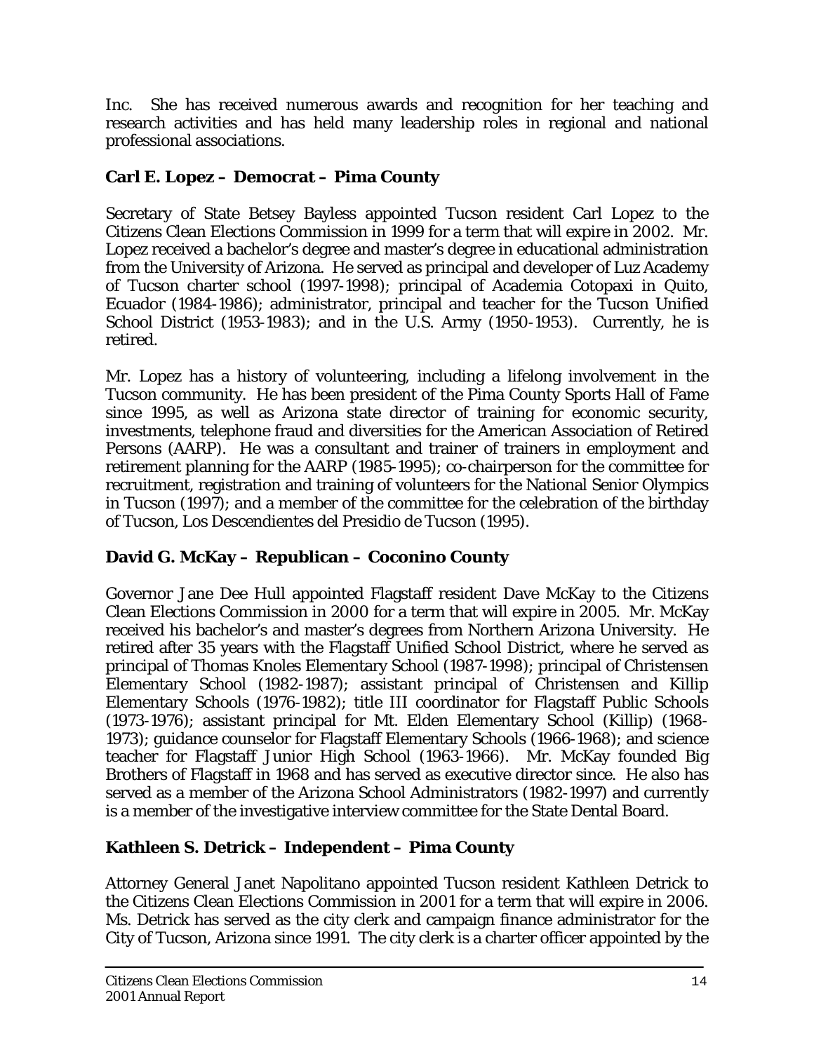Inc. She has received numerous awards and recognition for her teaching and research activities and has held many leadership roles in regional and national professional associations.

**Carl E. Lopez – Democrat – Pima County**

Secretary of State Betsey Bayless appointed Tucson resident Carl Lopez to the Citizens Clean Elections Commission in 1999 for a term that will expire in 2002. Mr. Lopez received a bachelor's degree and master's degree in educational administration from the University of Arizona. He served as principal and developer of Luz Academy of Tucson charter school (1997-1998); principal of Academia Cotopaxi in Quito, Ecuador (1984-1986); administrator, principal and teacher for the Tucson Unified School District (1953-1983); and in the U.S. Army (1950-1953). Currently, he is retired.

Mr. Lopez has a history of volunteering, including a lifelong involvement in the Tucson community. He has been president of the Pima County Sports Hall of Fame since 1995, as well as Arizona state director of training for economic security, investments, telephone fraud and diversities for the American Association of Retired Persons (AARP). He was a consultant and trainer of trainers in employment and retirement planning for the AARP (1985-1995); co-chairperson for the committee for recruitment, registration and training of volunteers for the National Senior Olympics in Tucson (1997); and a member of the committee for the celebration of the birthday of Tucson, Los Descendientes del Presidio de Tucson (1995).

**David G. McKay – Republican – Coconino County**

Governor Jane Dee Hull appointed Flagstaff resident Dave McKay to the Citizens Clean Elections Commission in 2000 for a term that will expire in 2005. Mr. McKay received his bachelor's and master's degrees from Northern Arizona University. He retired after 35 years with the Flagstaff Unified School District, where he served as principal of Thomas Knoles Elementary School (1987-1998); principal of Christensen Elementary School (1982-1987); assistant principal of Christensen and Killip Elementary Schools (1976-1982); title III coordinator for Flagstaff Public Schools (1973-1976); assistant principal for Mt. Elden Elementary School (Killip) (1968-1973); guidance counselor for Flagstaff Elementary Schools (1966-1968); and science teacher for Flagstaff Junior High School (1963-1966). Mr. McKay founded Big Brothers of Flagstaff in 1968 and has served as executive director since. He also has served as a member of the Arizona School Administrators (1982-1997) and currently is a member of the investigative interview committee for the State Dental Board.

**Kathleen S. Detrick – Independent – Pima County**

Attorney General Janet Napolitano appointed Tucson resident Kathleen Detrick to the Citizens Clean Elections Commission in 2001 for a term that will expire in 2006. Ms. Detrick has served as the city clerk and campaign finance administrator for the City of Tucson, Arizona since 1991. The city clerk is a charter officer appointed by the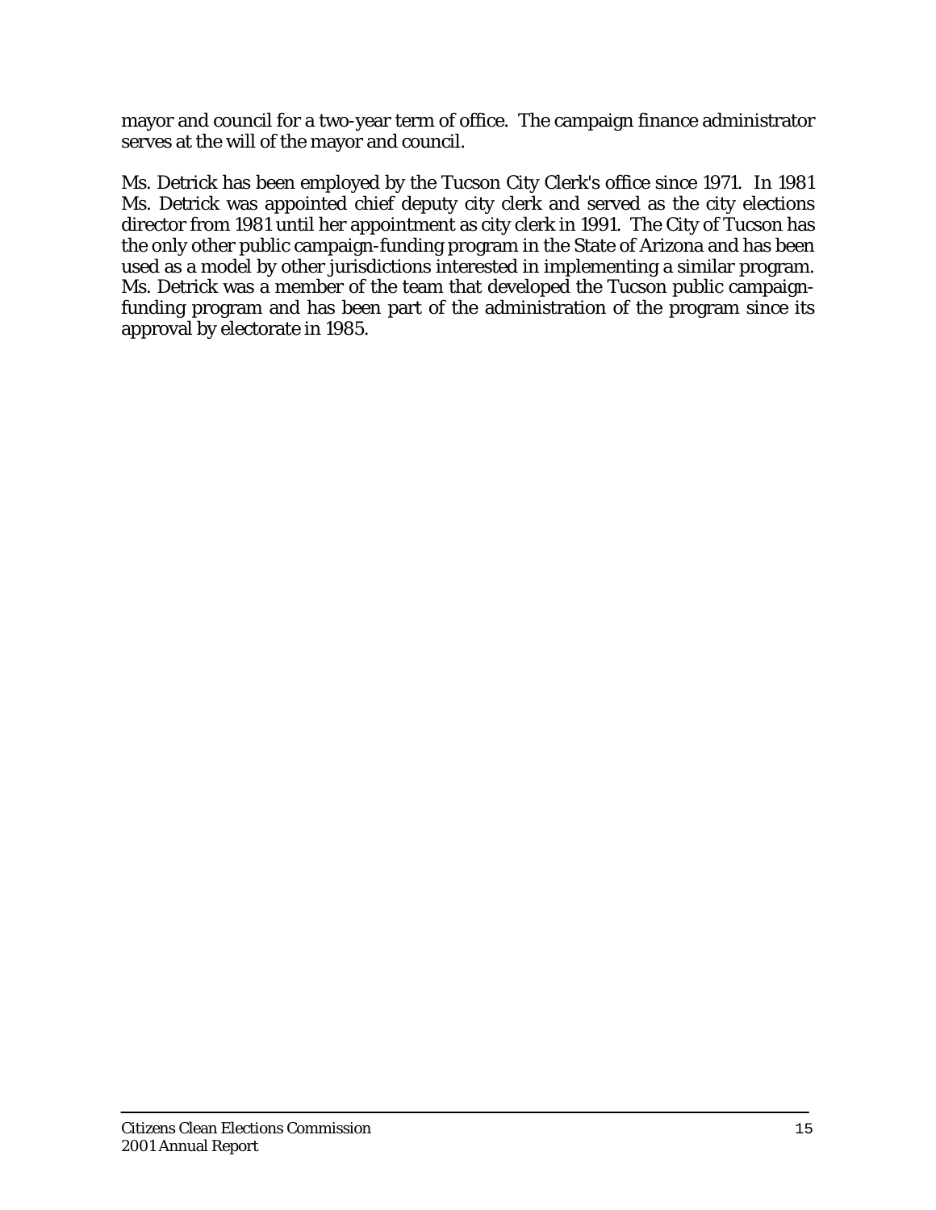mayor and council for a two-year term of office. The campaign finance administrator serves at the will of the mayor and council.

Ms. Detrick has been employed by the Tucson City Clerk's office since 1971. In 1981 Ms. Detrick was appointed chief deputy city clerk and served as the city elections director from 1981 until her appointment as city clerk in 1991. The City of Tucson has the only other public campaign-funding program in the State of Arizona and has been used as a model by other jurisdictions interested in implementing a similar program. Ms. Detrick was a member of the team that developed the Tucson public campaign-funding program and has been part of the administration of the program since its approval by electorate in 1985.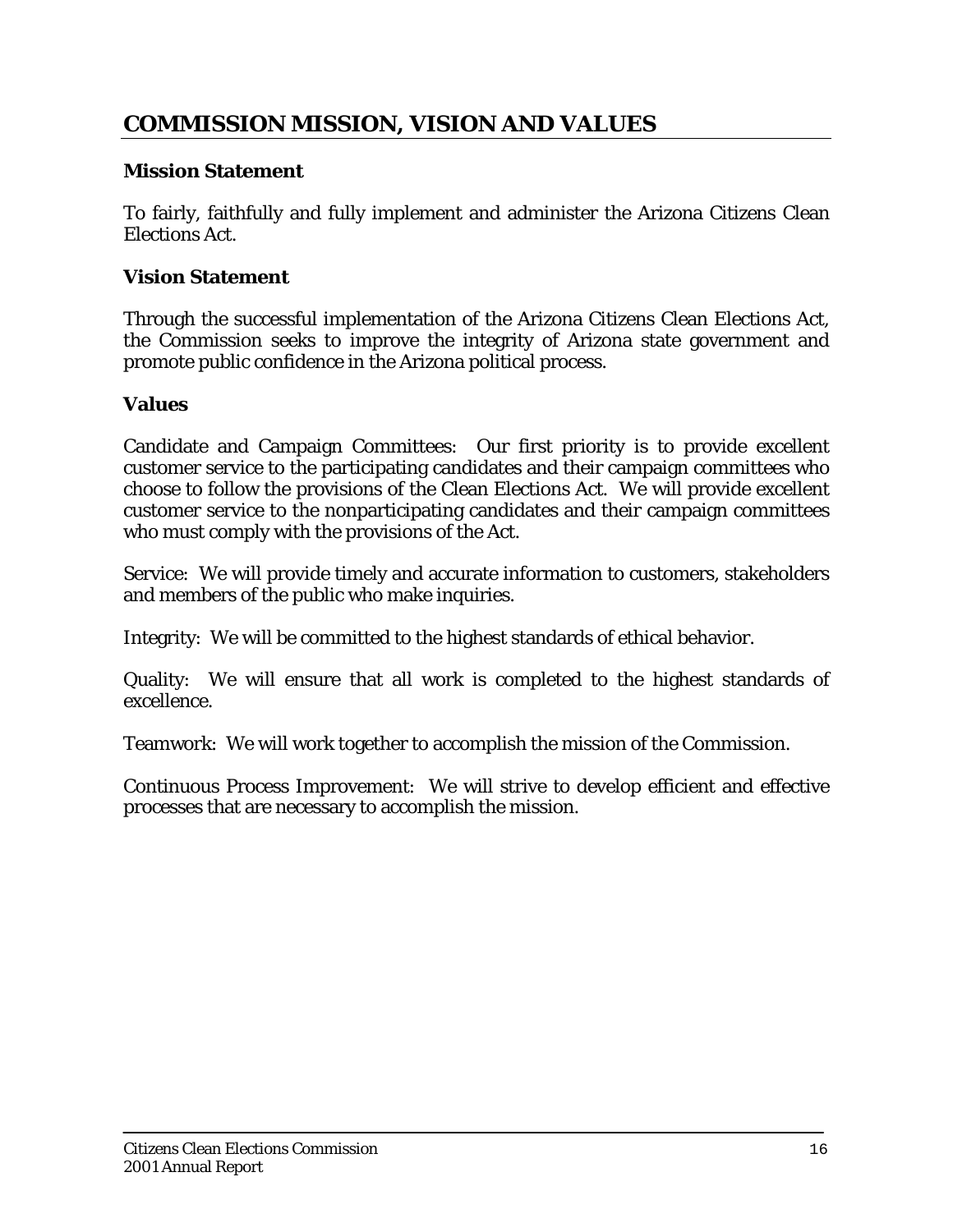## COMMISSION MISSION, VISION AND VALUES

### Mission Statement

To fairly, faithfully and fully implement and administer the Arizona Citizens Clean Elections Act.

### Vision Statement

Through the successful implementation of the Arizona Citizens Clean Elections Act, the Commission seeks to improve the integrity of Arizona state government and promote public confidence in the Arizona political process.

### Values

Candidate and Campaign Committees: Our first priority is to provide excellent customer service to the participating candidates and their campaign committees who choose to follow the provisions of the Clean Elections Act. We will provide excellent customer service to the nonparticipating candidates and their campaign committees who must comply with the provisions of the Act.

Service: We will provide timely and accurate information to customers, stakeholders and members of the public who make inquiries.

Integrity: We will be committed to the highest standards of ethical behavior.

Quality: We will ensure that all work is completed to the highest standards of excellence.

Teamwork: We will work together to accomplish the mission of the Commission.

Continuous Process Improvement: We will strive to develop efficient and effective processes that are necessary to accomplish the mission.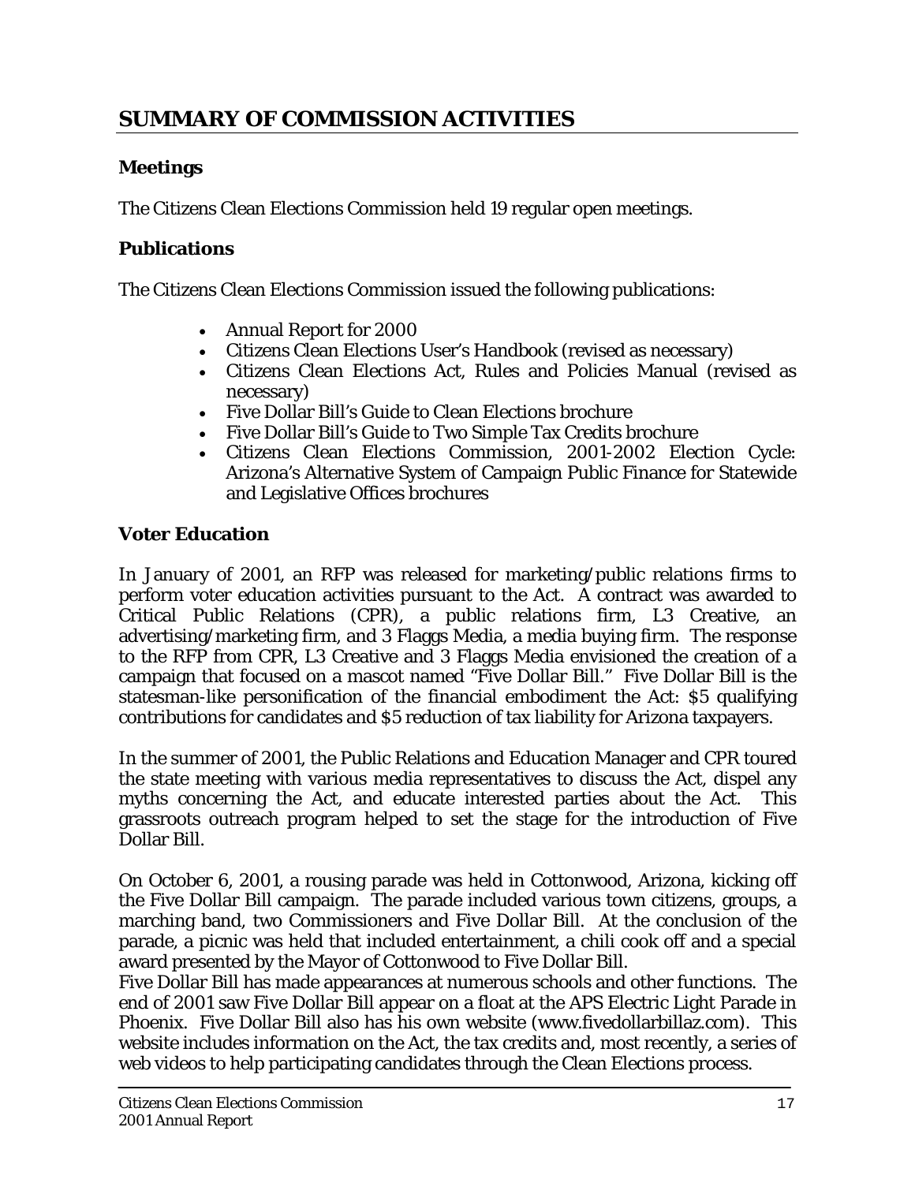# SUMMARY OF COMMISSION ACTIVITIES

## Meetings

The Citizens Clean Elections Commission held 19 regular open meetings.

## Publications

The Citizens Clean Elections Commission issued the following publications:

- Annual Report for 2000
- Citizens Clean Elections User's Handbook (revised as necessary)
- Citizens Clean Elections Act, Rules and Policies Manual (revised as necessary)
- Five Dollar Bill's Guide to Clean Elections brochure
- Five Dollar Bill's Guide to Two Simple Tax Credits brochure
- Citizens Clean Elections Commission, 2001-2002 Election Cycle: Arizona's Alternative System of Campaign Public Finance for Statewide and Legislative Offices brochures

## Voter Education

In January of 2001, an RFP was released for marketing/public relations firms to perform voter education activities pursuant to the Act. A contract was awarded to Critical Public Relations (CPR), a public relations firm, L3 Creative, an advertising/marketing firm, and 3 Flaggs Media, a media buying firm. The response to the RFP from CPR, L3 Creative and 3 Flaggs Media envisioned the creation of a campaign that focused on a mascot named "Five Dollar Bill." Five Dollar Bill is the statesman-like personification of the financial embodiment the Act: $5 qualifying contributions for candidates and $5 reduction of tax liability for Arizona taxpayers.

In the summer of 2001, the Public Relations and Education Manager and CPR toured the state meeting with various media representatives to discuss the Act, dispel any myths concerning the Act, and educate interested parties about the Act. This grassroots outreach program helped to set the stage for the introduction of Five Dollar Bill.

On October 6, 2001, a rousing parade was held in Cottonwood, Arizona, kicking off the Five Dollar Bill campaign. The parade included various town citizens, groups, a marching band, two Commissioners and Five Dollar Bill. At the conclusion of the parade, a picnic was held that included entertainment, a chili cook off and a special award presented by the Mayor of Cottonwood to Five Dollar Bill.

Five Dollar Bill has made appearances at numerous schools and other functions. The end of 2001 saw Five Dollar Bill appear on a float at the APS Electric Light Parade in Phoenix. Five Dollar Bill also has his own website (www.fivedollarbillaz.com). This website includes information on the Act, the tax credits and, most recently, a series of web videos to help participating candidates through the Clean Elections process.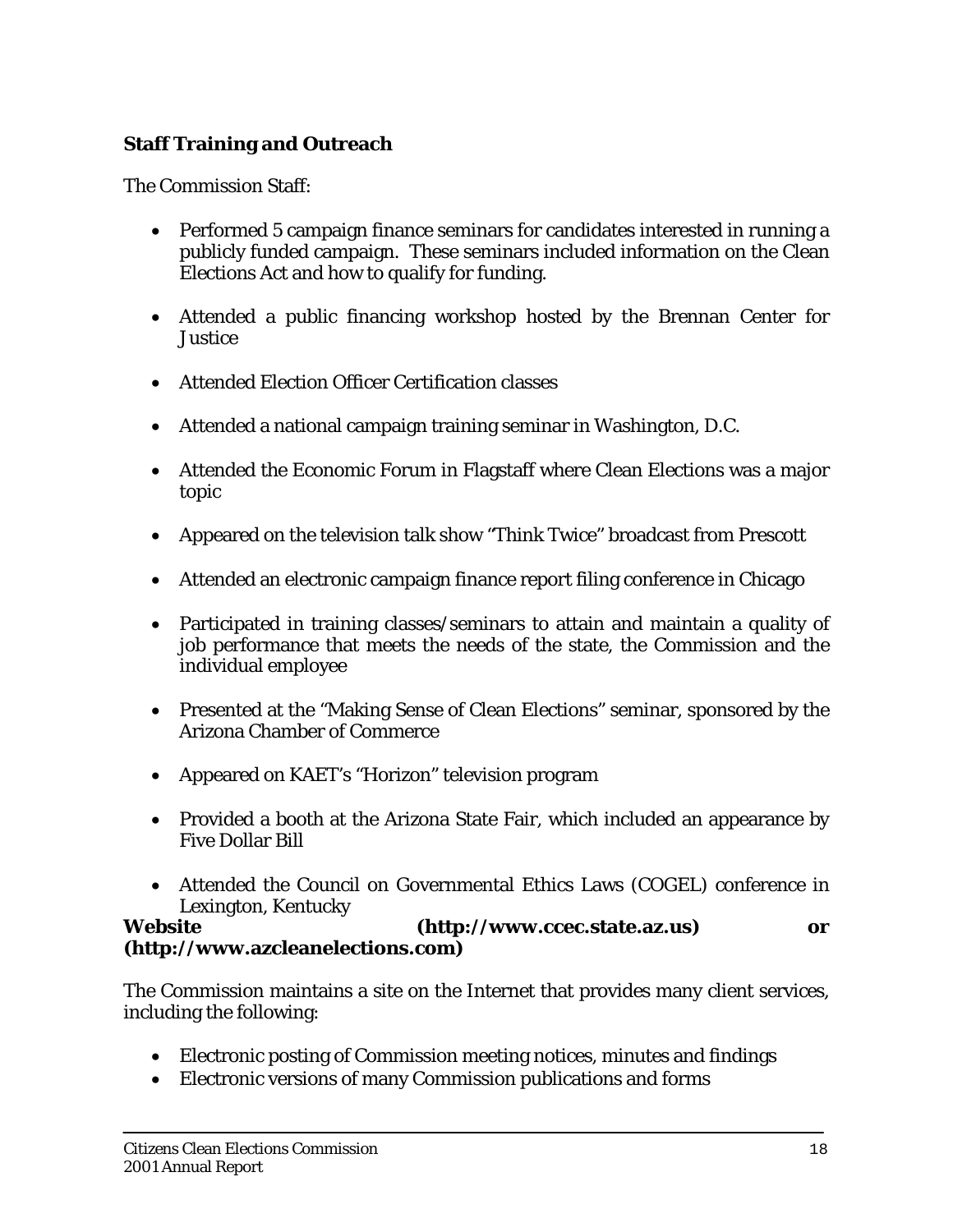**Staff Training and Outreach**

The Commission Staff:

- Performed 5 campaign finance seminars for candidates interested in running a publicly funded campaign. These seminars included information on the Clean Elections Act and how to qualify for funding.

- Attended a public financing workshop hosted by the Brennan Center for Justice

- Attended Election Officer Certification classes

- Attended a national campaign training seminar in Washington, D.C.

- Attended the Economic Forum in Flagstaff where Clean Elections was a major topic

- Appeared on the television talk show "Think Twice" broadcast from Prescott

- Attended an electronic campaign finance report filing conference in Chicago

- Participated in training classes/seminars to attain and maintain a quality of job performance that meets the needs of the state, the Commission and the individual employee

- Presented at the "Making Sense of Clean Elections" seminar, sponsored by the Arizona Chamber of Commerce

- Appeared on KAET's "Horizon" television program

- Provided a booth at the Arizona State Fair, which included an appearance by Five Dollar Bill

- Attended the Council on Governmental Ethics Laws (COGEL) conference in Lexington, Kentucky

**Website (http://www.ccec.state.az.us) or (http://www.azcleanelections.com)**

The Commission maintains a site on the Internet that provides many client services, including the following:

- Electronic posting of Commission meeting notices, minutes and findings
- Electronic versions of many Commission publications and forms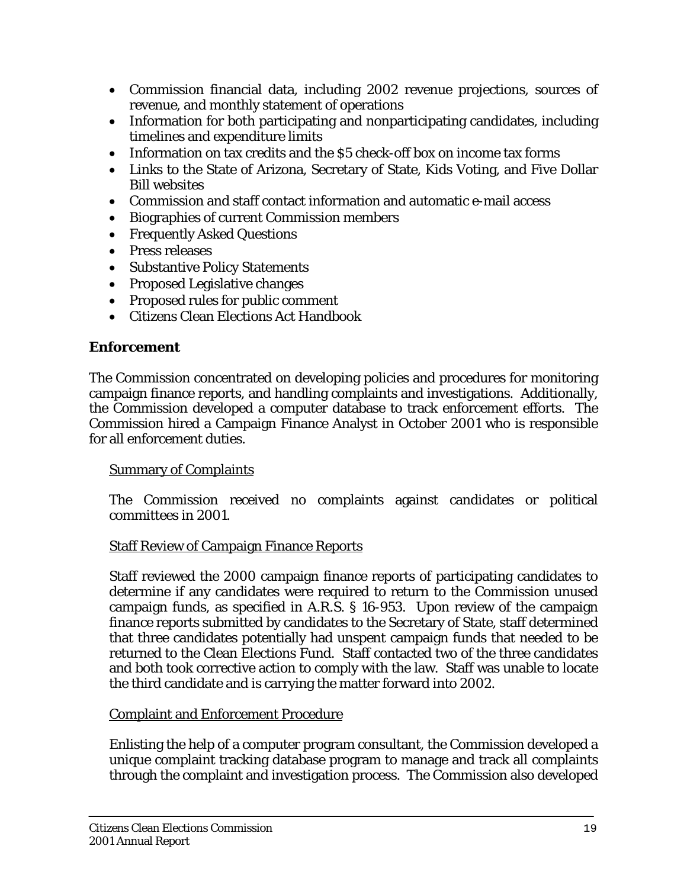- Commission financial data, including 2002 revenue projections, sources of revenue, and monthly statement of operations
- Information for both participating and nonparticipating candidates, including timelines and expenditure limits
- Information on tax credits and the $5 check-off box on income tax forms
- Links to the State of Arizona, Secretary of State, Kids Voting, and Five Dollar Bill websites
- Commission and staff contact information and automatic e-mail access
- Biographies of current Commission members
- Frequently Asked Questions
- Press releases
- Substantive Policy Statements
- Proposed Legislative changes
- Proposed rules for public comment
- Citizens Clean Elections Act Handbook

## Enforcement

The Commission concentrated on developing policies and procedures for monitoring campaign finance reports, and handling complaints and investigations. Additionally, the Commission developed a computer database to track enforcement efforts. The Commission hired a Campaign Finance Analyst in October 2001 who is responsible for all enforcement duties.

### Summary of Complaints

The Commission received no complaints against candidates or political committees in 2001.

### Staff Review of Campaign Finance Reports

Staff reviewed the 2000 campaign finance reports of participating candidates to determine if any candidates were required to return to the Commission unused campaign funds, as specified in A.R.S. § 16-953. Upon review of the campaign finance reports submitted by candidates to the Secretary of State, staff determined that three candidates potentially had unspent campaign funds that needed to be returned to the Clean Elections Fund. Staff contacted two of the three candidates and both took corrective action to comply with the law. Staff was unable to locate the third candidate and is carrying the matter forward into 2002.

### Complaint and Enforcement Procedure

Enlisting the help of a computer program consultant, the Commission developed a unique complaint tracking database program to manage and track all complaints through the complaint and investigation process. The Commission also developed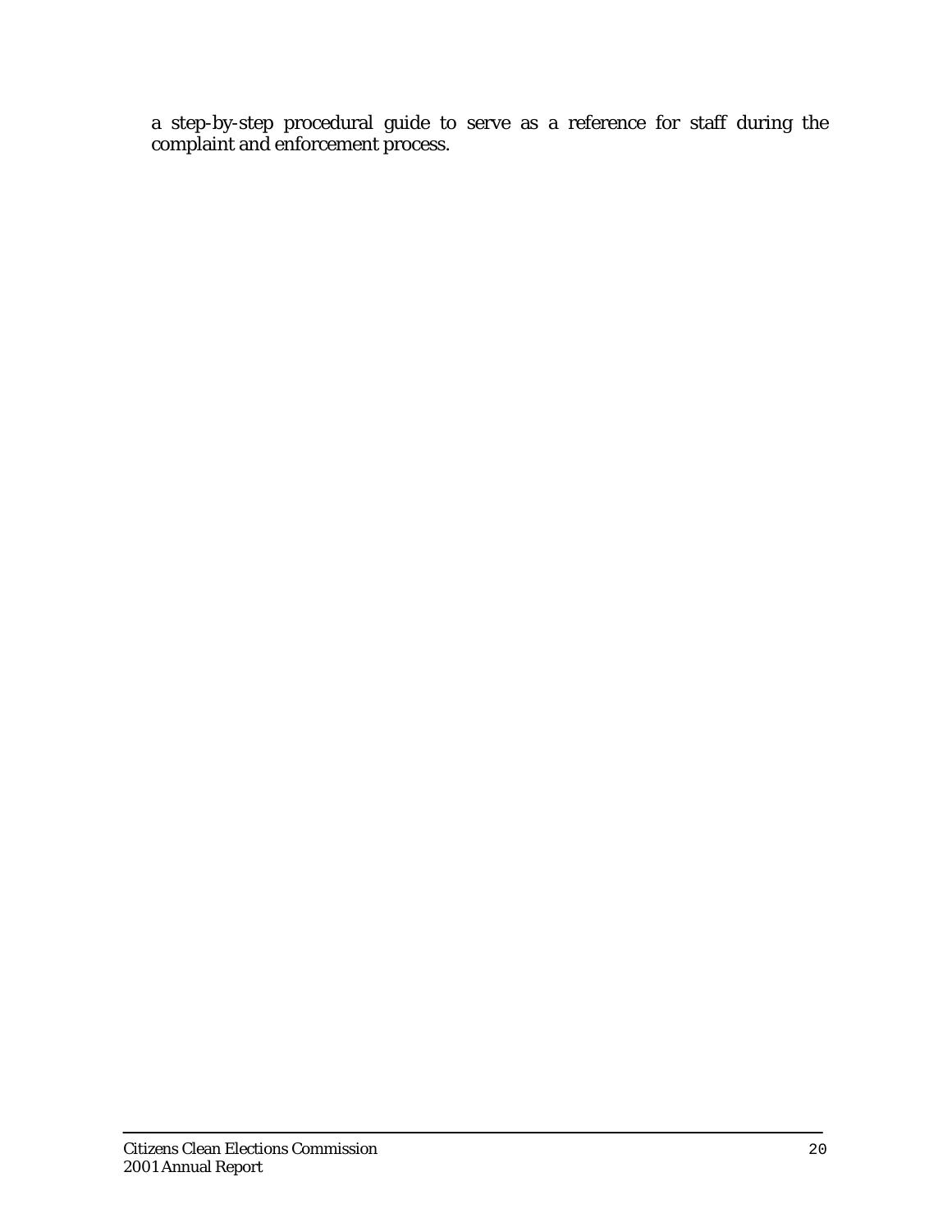a step-by-step procedural guide to serve as a reference for staff during the complaint and enforcement process.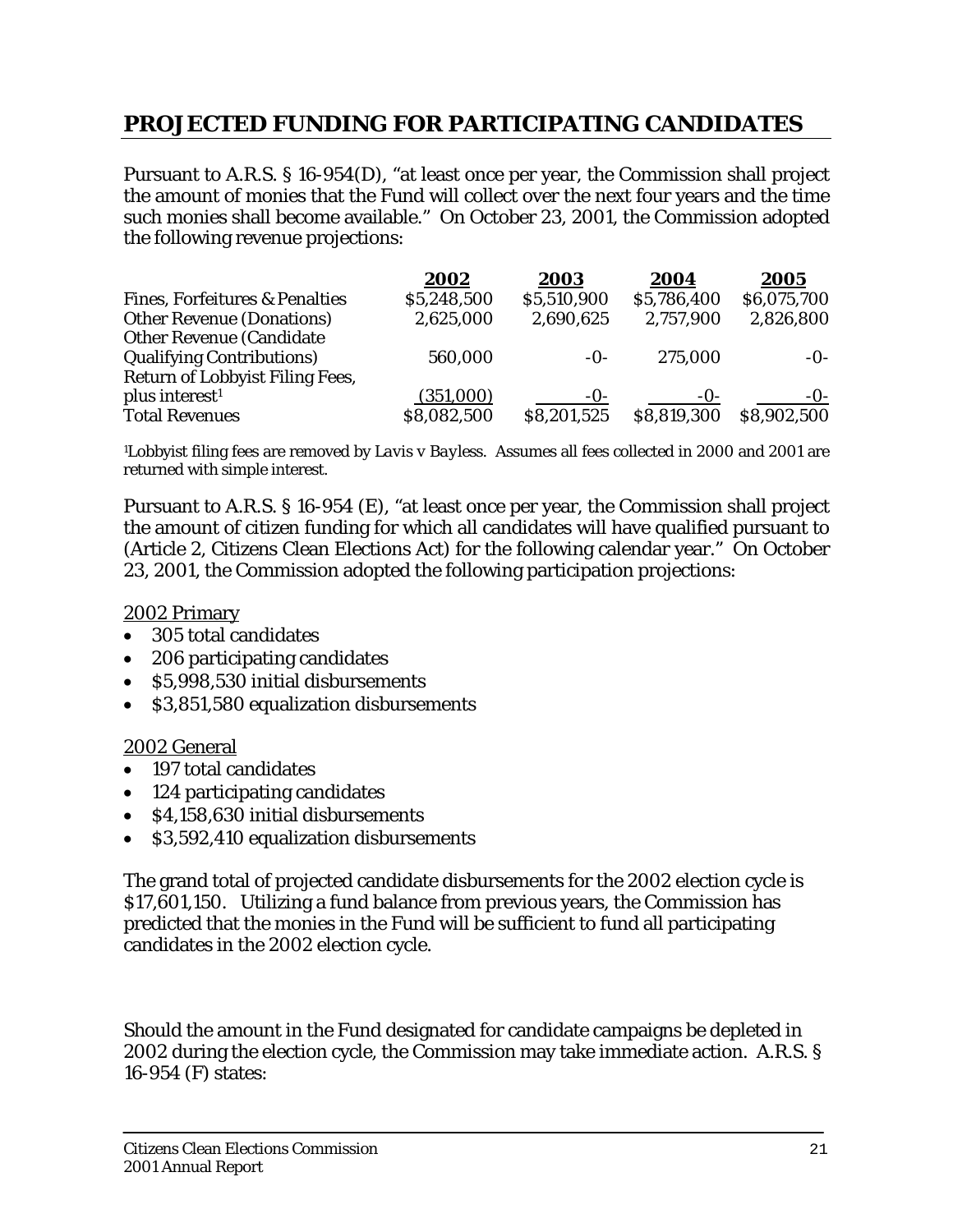## PROJECTED FUNDING FOR PARTICIPATING CANDIDATES

Pursuant to A.R.S. § 16-954(D), "at least once per year, the Commission shall project the amount of monies that the Fund will collect over the next four years and the time such monies shall become available." On October 23, 2001, the Commission adopted the following revenue projections:

| | 2002 | 2003 | 2004 | 2005 |
|---|---|---|---|---|
| Fines, Forfeitures & Penalties | \$5,248,500 | \$5,510,900 | \$5,786,400 | \$6,075,700 |
| Other Revenue (Donations) | 2,625,000 | 2,690,625 | 2,757,900 | 2,826,800 |
| Other Revenue (Candidate Qualifying Contributions) | 560,000 | -0- | 275,000 | -0- |
| Return of Lobbyist Filing Fees, plus interest[1] | (351,000) | -0- | -0- | -0- |
| Total Revenues | \$8,082,500 | \$8,201,525 | \$8,819,300 | \$8,902,500 |

[1]Lobbyist filing fees are removed by *Lavis v Bayless*. Assumes all fees collected in 2000 and 2001 are returned with simple interest.

Pursuant to A.R.S. § 16-954 (E), "at least once per year, the Commission shall project the amount of citizen funding for which all candidates will have qualified pursuant to (Article 2, Citizens Clean Elections Act) for the following calendar year." On October 23, 2001, the Commission adopted the following participation projections:

2002 Primary

- 305 total candidates
- 206 participating candidates
- \$5,998,530 initial disbursements
- \$3,851,580 equalization disbursements

2002 General

- 197 total candidates
- 124 participating candidates
- \$4,158,630 initial disbursements
- \$3,592,410 equalization disbursements

The grand total of projected candidate disbursements for the 2002 election cycle is \$17,601,150. Utilizing a fund balance from previous years, the Commission has predicted that the monies in the Fund will be sufficient to fund all participating candidates in the 2002 election cycle.

Should the amount in the Fund designated for candidate campaigns be depleted in 2002 during the election cycle, the Commission may take immediate action. A.R.S. § 16-954 (F) states: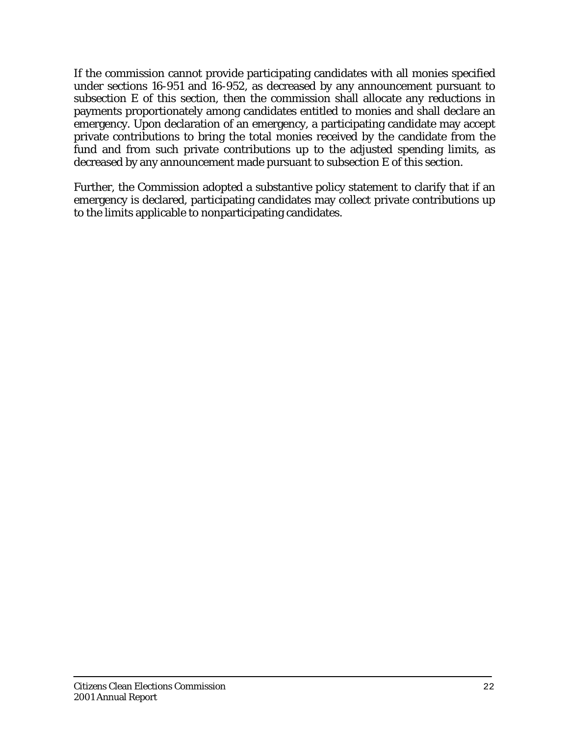If the commission cannot provide participating candidates with all monies specified under sections 16-951 and 16-952, as decreased by any announcement pursuant to subsection E of this section, then the commission shall allocate any reductions in payments proportionately among candidates entitled to monies and shall declare an emergency. Upon declaration of an emergency, a participating candidate may accept private contributions to bring the total monies received by the candidate from the fund and from such private contributions up to the adjusted spending limits, as decreased by any announcement made pursuant to subsection E of this section.

Further, the Commission adopted a substantive policy statement to clarify that if an emergency is declared, participating candidates may collect private contributions up to the limits applicable to nonparticipating candidates.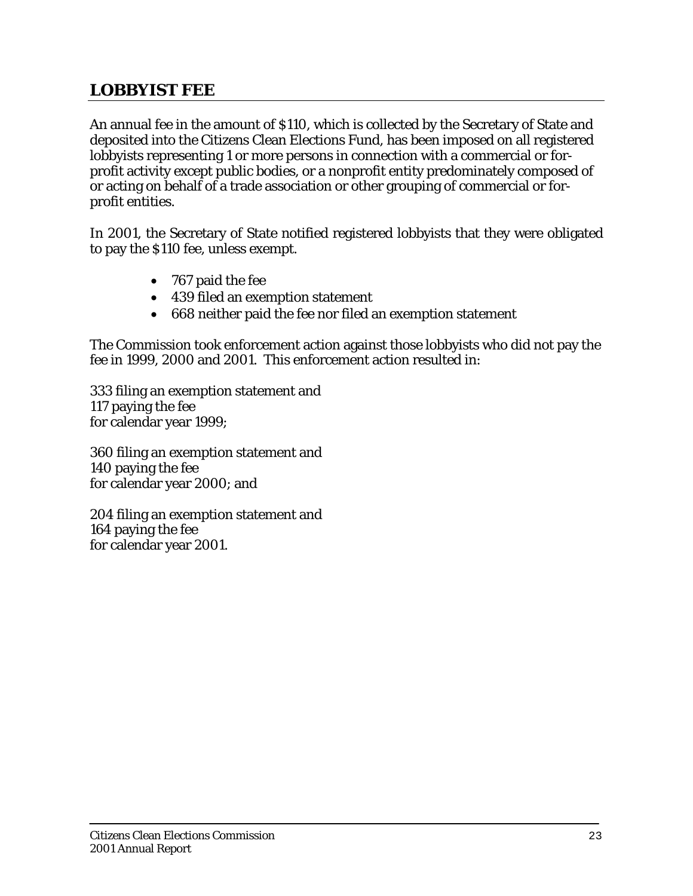## LOBBYIST FEE

An annual fee in the amount of $110, which is collected by the Secretary of State and deposited into the Citizens Clean Elections Fund, has been imposed on all registered lobbyists representing 1 or more persons in connection with a commercial or for-profit activity except public bodies, or a nonprofit entity predominately composed of or acting on behalf of a trade association or other grouping of commercial or for-profit entities.

In 2001, the Secretary of State notified registered lobbyists that they were obligated to pay the $110 fee, unless exempt.

- 767 paid the fee
- 439 filed an exemption statement
- 668 neither paid the fee nor filed an exemption statement

The Commission took enforcement action against those lobbyists who did not pay the fee in 1999, 2000 and 2001. This enforcement action resulted in:

333 filing an exemption statement and
117 paying the fee
for calendar year 1999;

360 filing an exemption statement and
140 paying the fee
for calendar year 2000; and

204 filing an exemption statement and
164 paying the fee
for calendar year 2001.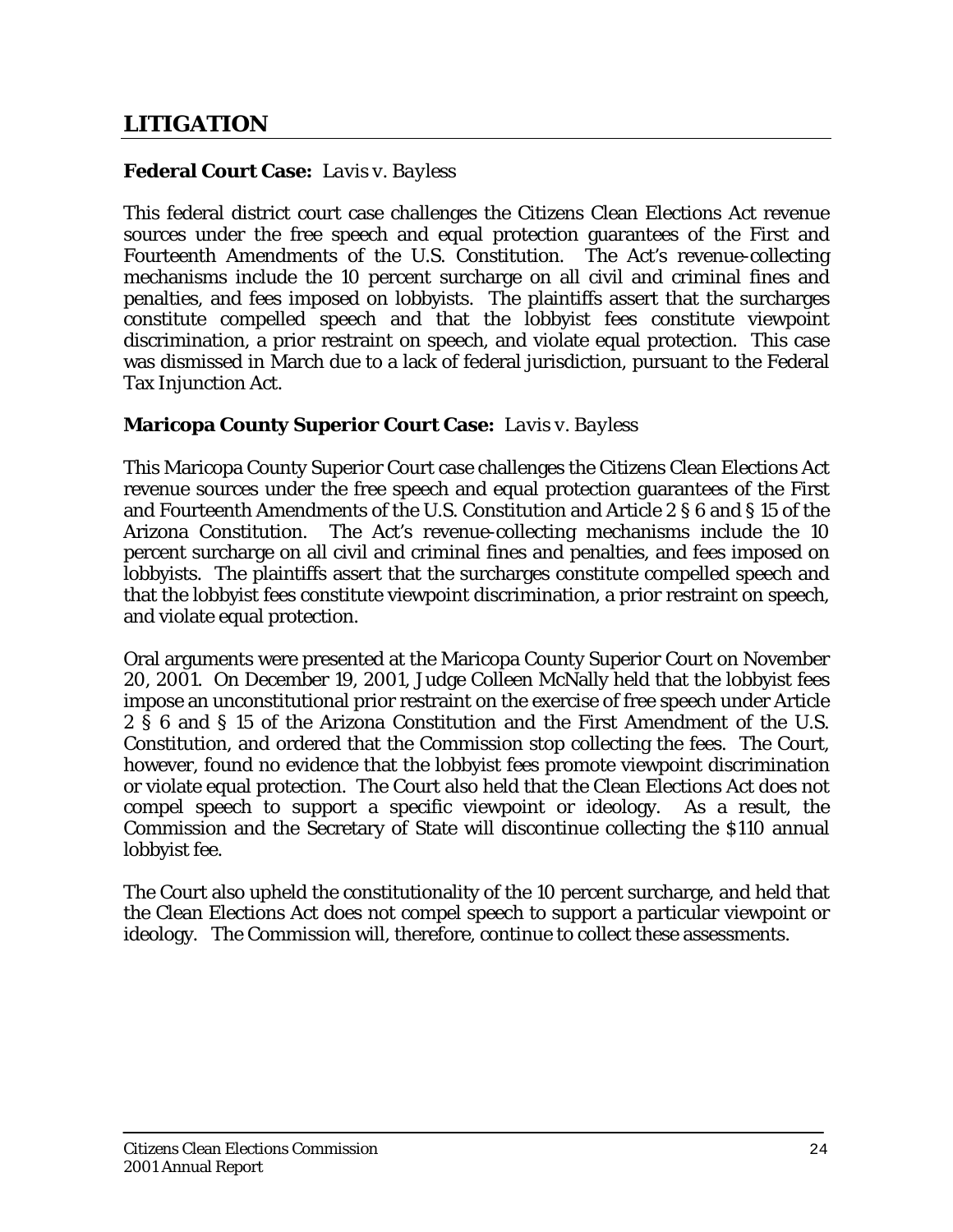## LITIGATION

**Federal Court Case:** *Lavis v. Bayless*

This federal district court case challenges the Citizens Clean Elections Act revenue sources under the free speech and equal protection guarantees of the First and Fourteenth Amendments of the U.S. Constitution. The Act's revenue-collecting mechanisms include the 10 percent surcharge on all civil and criminal fines and penalties, and fees imposed on lobbyists. The plaintiffs assert that the surcharges constitute compelled speech and that the lobbyist fees constitute viewpoint discrimination, a prior restraint on speech, and violate equal protection. This case was dismissed in March due to a lack of federal jurisdiction, pursuant to the Federal Tax Injunction Act.

**Maricopa County Superior Court Case:** *Lavis v. Bayless*

This Maricopa County Superior Court case challenges the Citizens Clean Elections Act revenue sources under the free speech and equal protection guarantees of the First and Fourteenth Amendments of the U.S. Constitution and Article 2 § 6 and § 15 of the Arizona Constitution. The Act's revenue-collecting mechanisms include the 10 percent surcharge on all civil and criminal fines and penalties, and fees imposed on lobbyists. The plaintiffs assert that the surcharges constitute compelled speech and that the lobbyist fees constitute viewpoint discrimination, a prior restraint on speech, and violate equal protection.

Oral arguments were presented at the Maricopa County Superior Court on November 20, 2001. On December 19, 2001, Judge Colleen McNally held that the lobbyist fees impose an unconstitutional prior restraint on the exercise of free speech under Article 2 § 6 and § 15 of the Arizona Constitution and the First Amendment of the U.S. Constitution, and ordered that the Commission stop collecting the fees. The Court, however, found no evidence that the lobbyist fees promote viewpoint discrimination or violate equal protection. The Court also held that the Clean Elections Act does not compel speech to support a specific viewpoint or ideology. As a result, the Commission and the Secretary of State will discontinue collecting the $110 annual lobbyist fee.

The Court also upheld the constitutionality of the 10 percent surcharge, and held that the Clean Elections Act does not compel speech to support a particular viewpoint or ideology. The Commission will, therefore, continue to collect these assessments.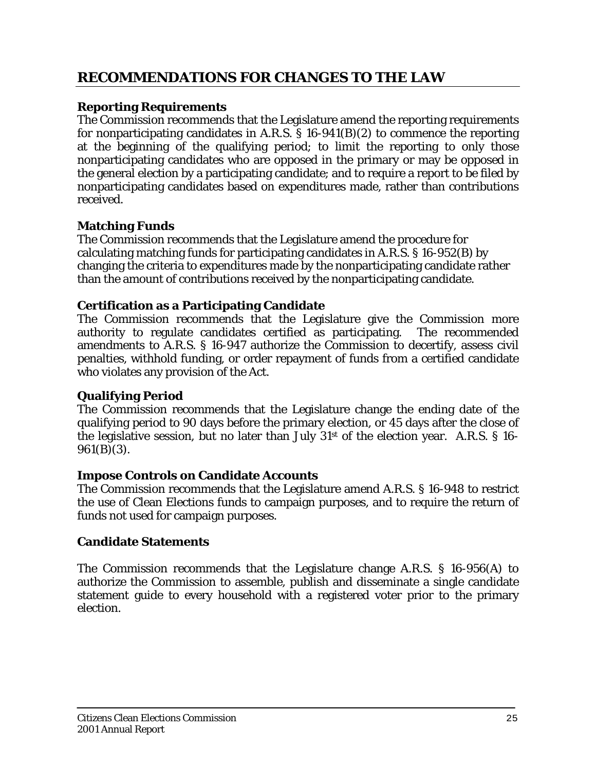## RECOMMENDATIONS FOR CHANGES TO THE LAW

### Reporting Requirements

The Commission recommends that the Legislature amend the reporting requirements for nonparticipating candidates in A.R.S. § 16-941(B)(2) to commence the reporting at the beginning of the qualifying period; to limit the reporting to only those nonparticipating candidates who are opposed in the primary or may be opposed in the general election by a participating candidate; and to require a report to be filed by nonparticipating candidates based on expenditures made, rather than contributions received.

### Matching Funds

The Commission recommends that the Legislature amend the procedure for calculating matching funds for participating candidates in A.R.S. § 16-952(B) by changing the criteria to expenditures made by the nonparticipating candidate rather than the amount of contributions received by the nonparticipating candidate.

### Certification as a Participating Candidate

The Commission recommends that the Legislature give the Commission more authority to regulate candidates certified as participating. The recommended amendments to A.R.S. § 16-947 authorize the Commission to decertify, assess civil penalties, withhold funding, or order repayment of funds from a certified candidate who violates any provision of the Act.

### Qualifying Period

The Commission recommends that the Legislature change the ending date of the qualifying period to 90 days before the primary election, or 45 days after the close of the legislative session, but no later than July 31st of the election year. A.R.S. § 16-961(B)(3).

### Impose Controls on Candidate Accounts

The Commission recommends that the Legislature amend A.R.S. § 16-948 to restrict the use of Clean Elections funds to campaign purposes, and to require the return of funds not used for campaign purposes.

### Candidate Statements

The Commission recommends that the Legislature change A.R.S. § 16-956(A) to authorize the Commission to assemble, publish and disseminate a single candidate statement guide to every household with a registered voter prior to the primary election.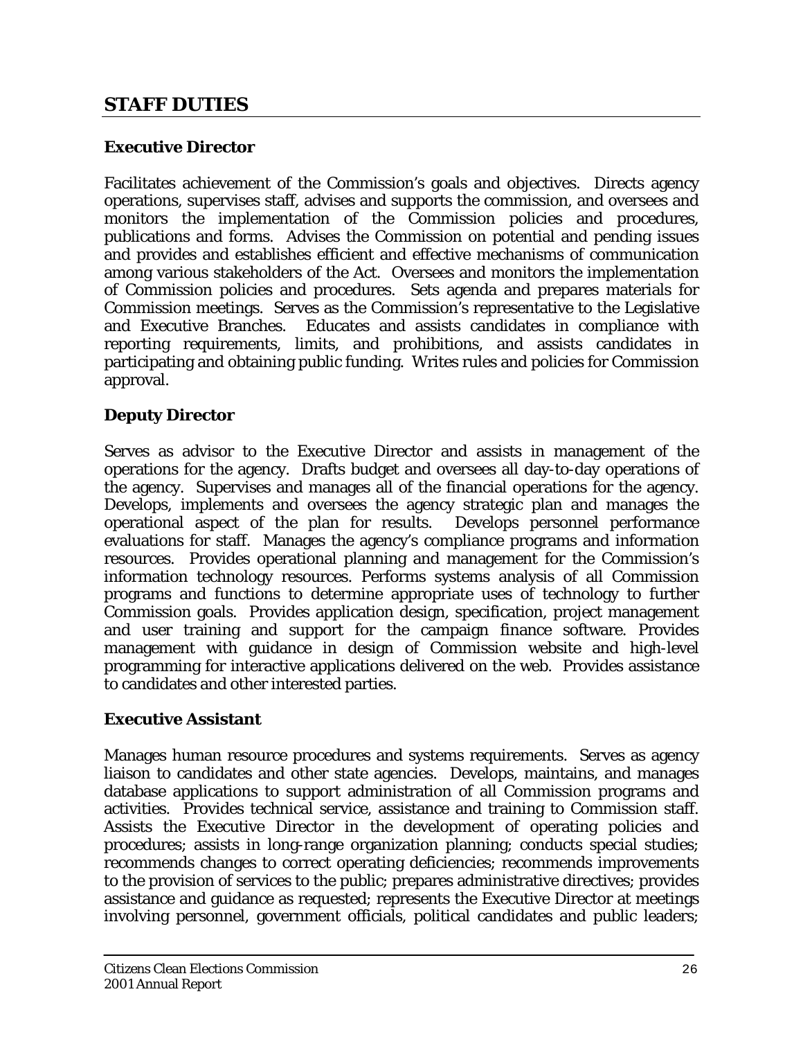## STAFF DUTIES

### Executive Director

Facilitates achievement of the Commission's goals and objectives. Directs agency operations, supervises staff, advises and supports the commission, and oversees and monitors the implementation of the Commission policies and procedures, publications and forms. Advises the Commission on potential and pending issues and provides and establishes efficient and effective mechanisms of communication among various stakeholders of the Act. Oversees and monitors the implementation of Commission policies and procedures. Sets agenda and prepares materials for Commission meetings. Serves as the Commission's representative to the Legislative and Executive Branches. Educates and assists candidates in compliance with reporting requirements, limits, and prohibitions, and assists candidates in participating and obtaining public funding. Writes rules and policies for Commission approval.

### Deputy Director

Serves as advisor to the Executive Director and assists in management of the operations for the agency. Drafts budget and oversees all day-to-day operations of the agency. Supervises and manages all of the financial operations for the agency. Develops, implements and oversees the agency strategic plan and manages the operational aspect of the plan for results. Develops personnel performance evaluations for staff. Manages the agency's compliance programs and information resources. Provides operational planning and management for the Commission's information technology resources. Performs systems analysis of all Commission programs and functions to determine appropriate uses of technology to further Commission goals. Provides application design, specification, project management and user training and support for the campaign finance software. Provides management with guidance in design of Commission website and high-level programming for interactive applications delivered on the web. Provides assistance to candidates and other interested parties.

### Executive Assistant

Manages human resource procedures and systems requirements. Serves as agency liaison to candidates and other state agencies. Develops, maintains, and manages database applications to support administration of all Commission programs and activities. Provides technical service, assistance and training to Commission staff. Assists the Executive Director in the development of operating policies and procedures; assists in long-range organization planning; conducts special studies; recommends changes to correct operating deficiencies; recommends improvements to the provision of services to the public; prepares administrative directives; provides assistance and guidance as requested; represents the Executive Director at meetings involving personnel, government officials, political candidates and public leaders;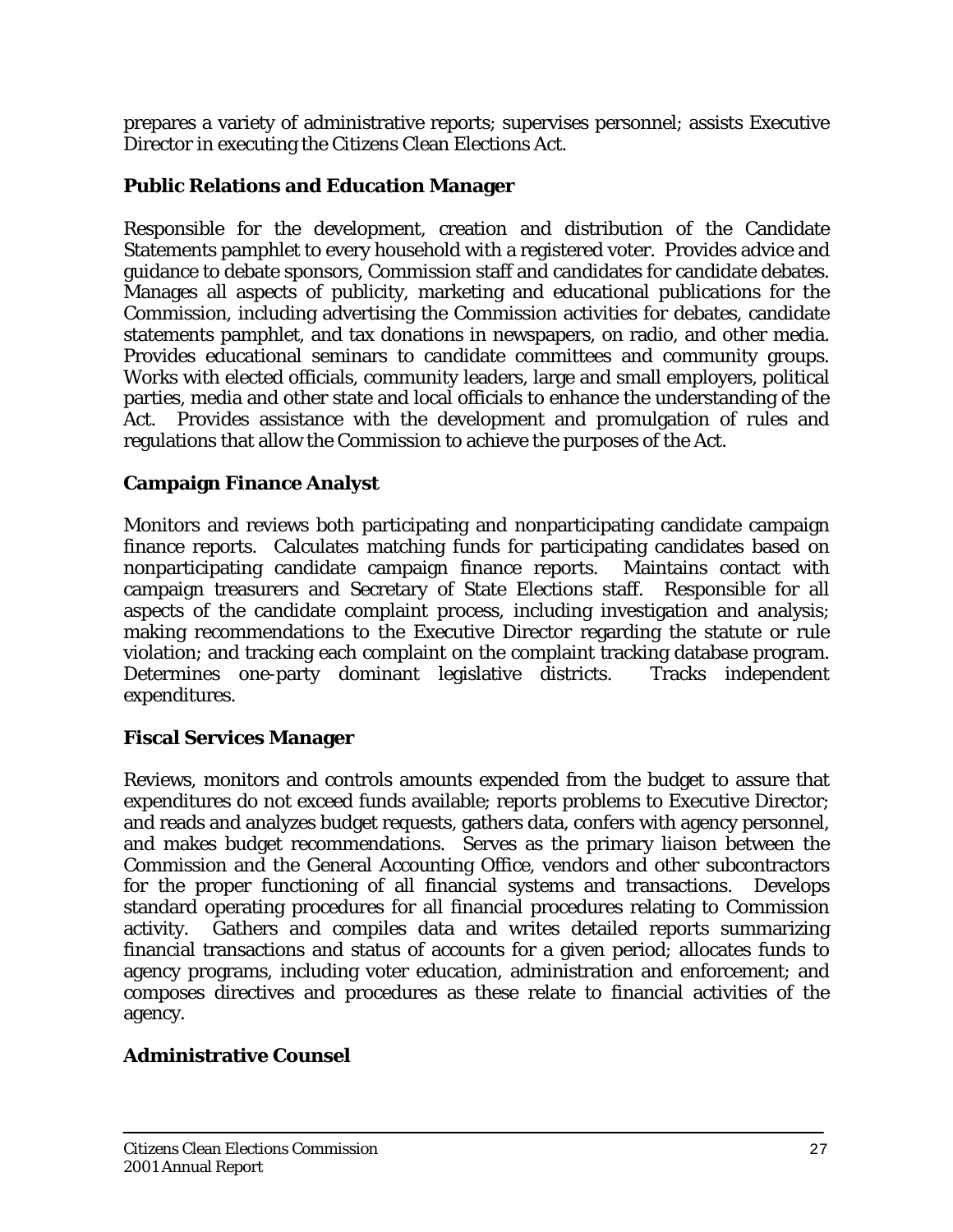prepares a variety of administrative reports; supervises personnel; assists Executive Director in executing the Citizens Clean Elections Act.

**Public Relations and Education Manager**

Responsible for the development, creation and distribution of the Candidate Statements pamphlet to every household with a registered voter. Provides advice and guidance to debate sponsors, Commission staff and candidates for candidate debates. Manages all aspects of publicity, marketing and educational publications for the Commission, including advertising the Commission activities for debates, candidate statements pamphlet, and tax donations in newspapers, on radio, and other media. Provides educational seminars to candidate committees and community groups. Works with elected officials, community leaders, large and small employers, political parties, media and other state and local officials to enhance the understanding of the Act. Provides assistance with the development and promulgation of rules and regulations that allow the Commission to achieve the purposes of the Act.

**Campaign Finance Analyst**

Monitors and reviews both participating and nonparticipating candidate campaign finance reports. Calculates matching funds for participating candidates based on nonparticipating candidate campaign finance reports. Maintains contact with campaign treasurers and Secretary of State Elections staff. Responsible for all aspects of the candidate complaint process, including investigation and analysis; making recommendations to the Executive Director regarding the statute or rule violation; and tracking each complaint on the complaint tracking database program. Determines one-party dominant legislative districts. Tracks independent expenditures.

**Fiscal Services Manager**

Reviews, monitors and controls amounts expended from the budget to assure that expenditures do not exceed funds available; reports problems to Executive Director; and reads and analyzes budget requests, gathers data, confers with agency personnel, and makes budget recommendations. Serves as the primary liaison between the Commission and the General Accounting Office, vendors and other subcontractors for the proper functioning of all financial systems and transactions. Develops standard operating procedures for all financial procedures relating to Commission activity. Gathers and compiles data and writes detailed reports summarizing financial transactions and status of accounts for a given period; allocates funds to agency programs, including voter education, administration and enforcement; and composes directives and procedures as these relate to financial activities of the agency.

**Administrative Counsel**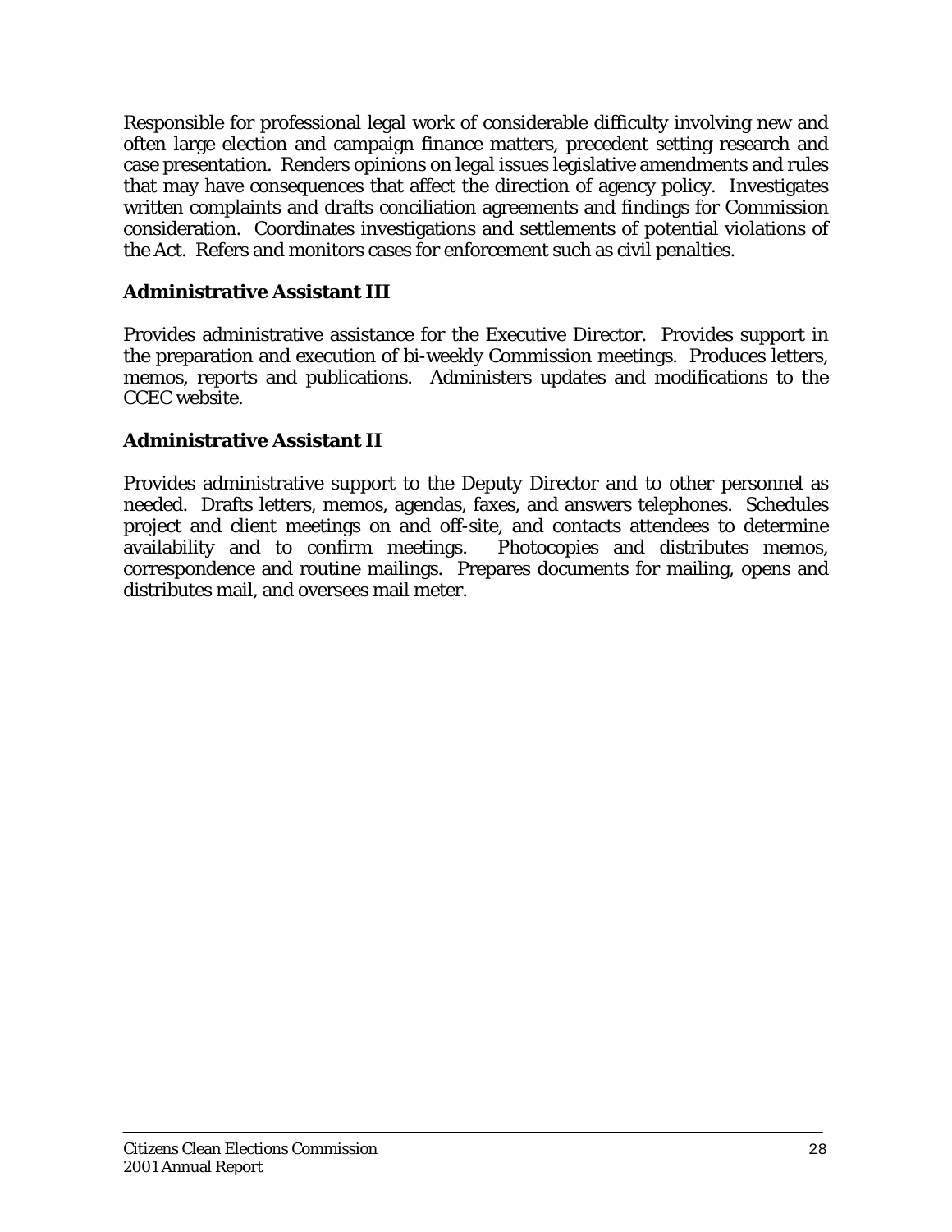Responsible for professional legal work of considerable difficulty involving new and often large election and campaign finance matters, precedent setting research and case presentation. Renders opinions on legal issues legislative amendments and rules that may have consequences that affect the direction of agency policy. Investigates written complaints and drafts conciliation agreements and findings for Commission consideration. Coordinates investigations and settlements of potential violations of the Act. Refers and monitors cases for enforcement such as civil penalties.

**Administrative Assistant III**

Provides administrative assistance for the Executive Director. Provides support in the preparation and execution of bi-weekly Commission meetings. Produces letters, memos, reports and publications. Administers updates and modifications to the CCEC website.

**Administrative Assistant II**

Provides administrative support to the Deputy Director and to other personnel as needed. Drafts letters, memos, agendas, faxes, and answers telephones. Schedules project and client meetings on and off-site, and contacts attendees to determine availability and to confirm meetings. Photocopies and distributes memos, correspondence and routine mailings. Prepares documents for mailing, opens and distributes mail, and oversees mail meter.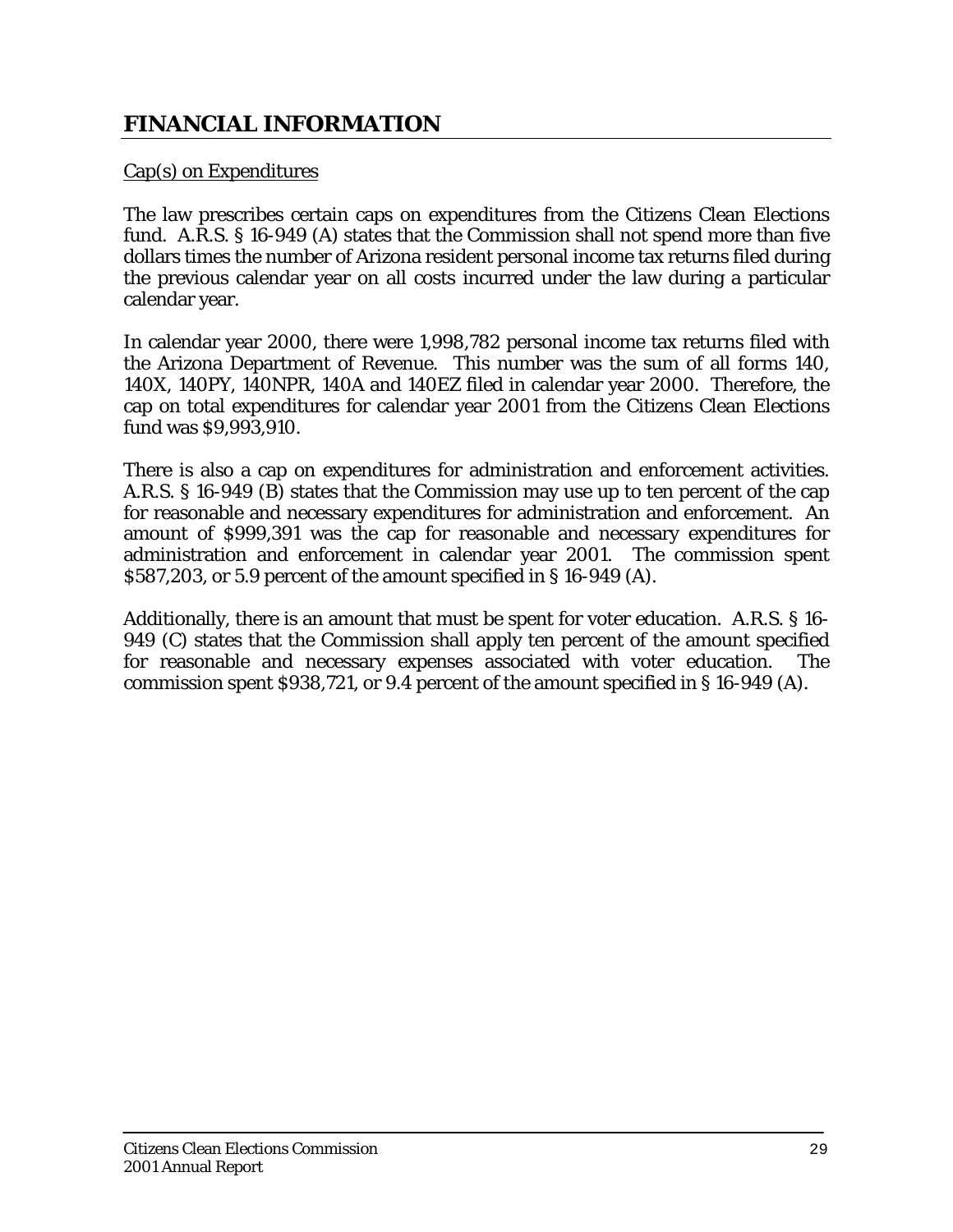# FINANCIAL INFORMATION

Cap(s) on Expenditures

The law prescribes certain caps on expenditures from the Citizens Clean Elections fund. A.R.S. § 16-949 (A) states that the Commission shall not spend more than five dollars times the number of Arizona resident personal income tax returns filed during the previous calendar year on all costs incurred under the law during a particular calendar year.

In calendar year 2000, there were 1,998,782 personal income tax returns filed with the Arizona Department of Revenue. This number was the sum of all forms 140, 140X, 140PY, 140NPR, 140A and 140EZ filed in calendar year 2000. Therefore, the cap on total expenditures for calendar year 2001 from the Citizens Clean Elections fund was $9,993,910.

There is also a cap on expenditures for administration and enforcement activities. A.R.S. § 16-949 (B) states that the Commission may use up to ten percent of the cap for reasonable and necessary expenditures for administration and enforcement. An amount of $999,391 was the cap for reasonable and necessary expenditures for administration and enforcement in calendar year 2001. The commission spent $587,203, or 5.9 percent of the amount specified in § 16-949 (A).

Additionally, there is an amount that must be spent for voter education. A.R.S. § 16-949 (C) states that the Commission shall apply ten percent of the amount specified for reasonable and necessary expenses associated with voter education. The commission spent $938,721, or 9.4 percent of the amount specified in § 16-949 (A).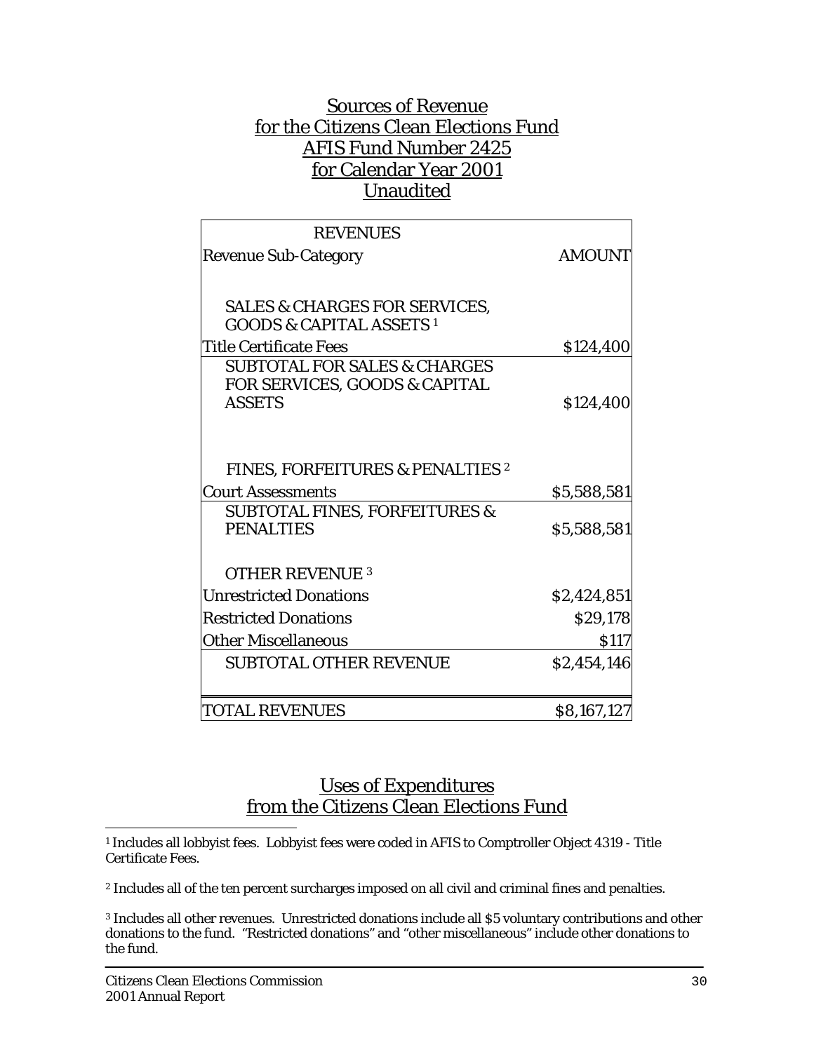## Sources of Revenue for the Citizens Clean Elections Fund AFIS Fund Number 2425 for Calendar Year 2001 Unaudited

| REVENUES | |
|---|---|
| Revenue Sub-Category | AMOUNT |
| SALES & CHARGES FOR SERVICES, GOODS & CAPITAL ASSETS [1] | |
| Title Certificate Fees | $124,400 |
| SUBTOTAL FOR SALES & CHARGES FOR SERVICES, GOODS & CAPITAL ASSETS | $124,400 |
| FINES, FORFEITURES & PENALTIES [2] | |
| Court Assessments | $5,588,581 |
| SUBTOTAL FINES, FORFEITURES & PENALTIES | $5,588,581 |
| OTHER REVENUE [3] | |
| Unrestricted Donations | $2,424,851 |
| Restricted Donations | $29,178 |
| Other Miscellaneous | $117 |
| SUBTOTAL OTHER REVENUE | $2,454,146 |
| TOTAL REVENUES | $8,167,127 |

## Uses of Expenditures from the Citizens Clean Elections Fund

[1] Includes all lobbyist fees. Lobbyist fees were coded in AFIS to Comptroller Object 4319 - Title Certificate Fees.

[2] Includes all of the ten percent surcharges imposed on all civil and criminal fines and penalties.

[3] Includes all other revenues. Unrestricted donations include all $5 voluntary contributions and other donations to the fund. "Restricted donations" and "other miscellaneous" include other donations to the fund.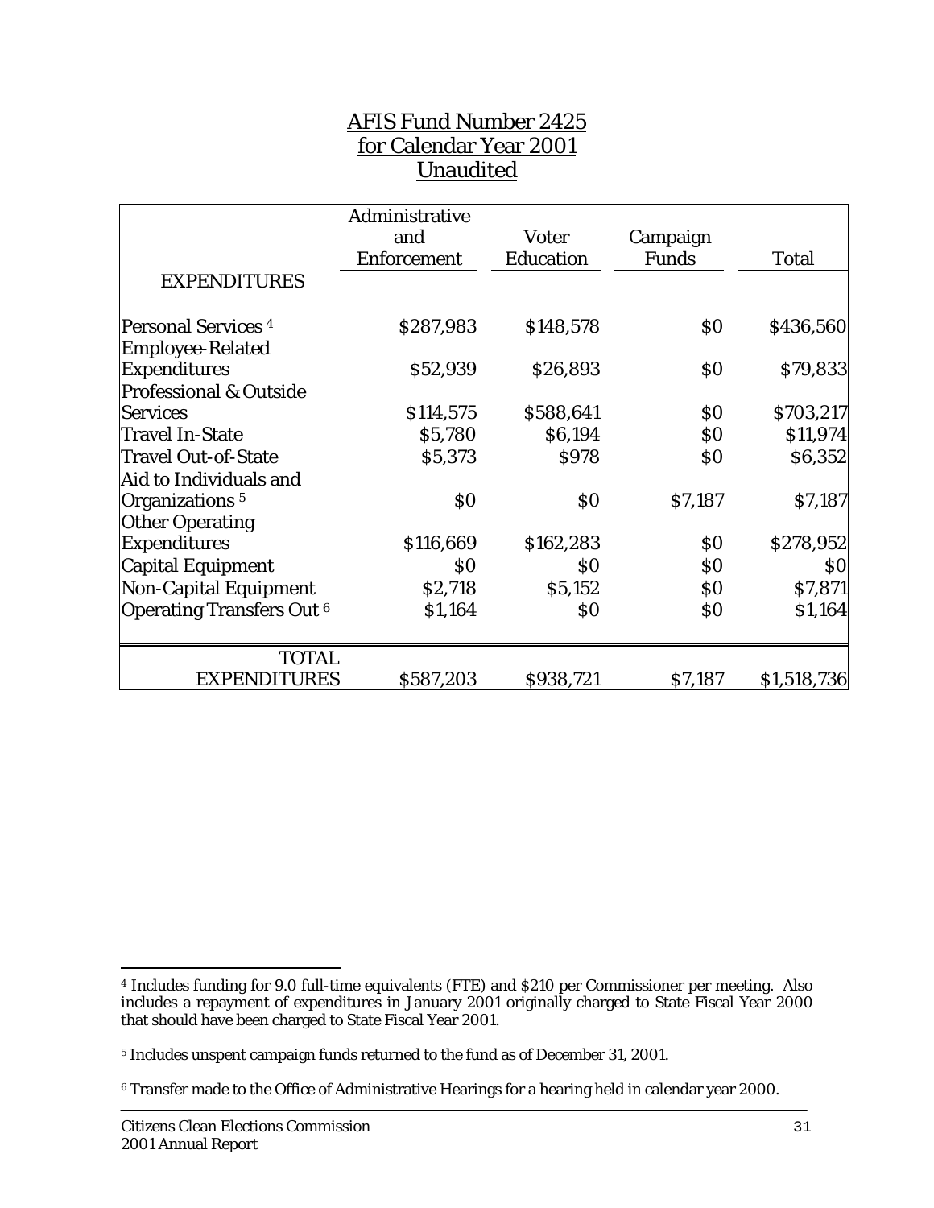# AFIS Fund Number 2425
## for Calendar Year 2001
## Unaudited

| EXPENDITURES | Administrative and Enforcement | Voter Education | Campaign Funds | Total |
|---|---|---|---|---|
| Personal Services [4] | $287,983 | $148,578 | $0 | $436,560 |
| Employee-Related Expenditures | $52,939 | $26,893 | $0 | $79,833 |
| Professional & Outside Services | $114,575 | $588,641 | $0 | $703,217 |
| Travel In-State | $5,780 | $6,194 | $0 | $11,974 |
| Travel Out-of-State | $5,373 | $978 | $0 | $6,352 |
| Aid to Individuals and Organizations [5] | $0 | $0 | $7,187 | $7,187 |
| Other Operating Expenditures | $116,669 | $162,283 | $0 | $278,952 |
| Capital Equipment | $0 | $0 | $0 | $0 |
| Non-Capital Equipment | $2,718 | $5,152 | $0 | $7,871 |
| Operating Transfers Out [6] | $1,164 | $0 | $0 | $1,164 |
| TOTAL EXPENDITURES | $587,203 | $938,721 | $7,187 | $1,518,736 |

[4] Includes funding for 9.0 full-time equivalents (FTE) and $210 per Commissioner per meeting. Also includes a repayment of expenditures in January 2001 originally charged to State Fiscal Year 2000 that should have been charged to State Fiscal Year 2001.

[5] Includes unspent campaign funds returned to the fund as of December 31, 2001.

[6] Transfer made to the Office of Administrative Hearings for a hearing held in calendar year 2000.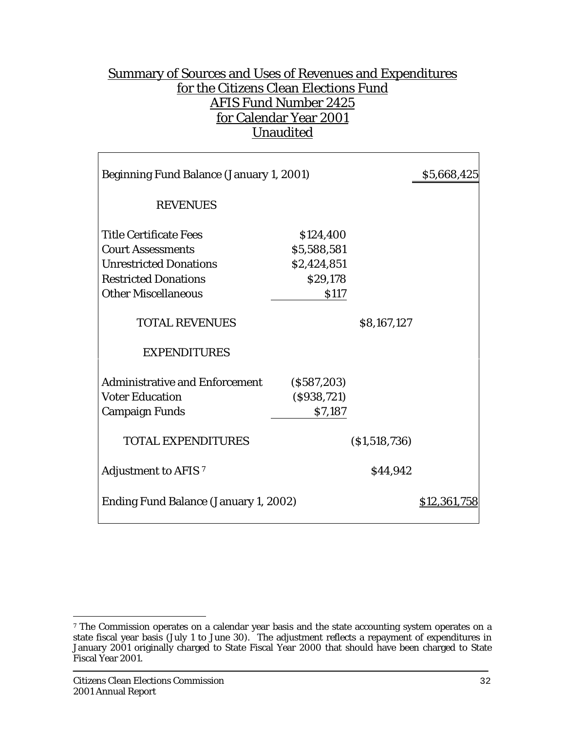## Summary of Sources and Uses of Revenues and Expenditures for the Citizens Clean Elections Fund AFIS Fund Number 2425 for Calendar Year 2001 Unaudited

| | | | |
|---|---|---|---|
| Beginning Fund Balance (January 1, 2001) | | | $5,668,425 |
| REVENUES | | | |
| Title Certificate Fees | $124,400 | | |
| Court Assessments | $5,588,581 | | |
| Unrestricted Donations | $2,424,851 | | |
| Restricted Donations | $29,178 | | |
| Other Miscellaneous | $117 | | |
| TOTAL REVENUES | | $8,167,127 | |
| EXPENDITURES | | | |
| Administrative and Enforcement | ($587,203) | | |
| Voter Education | ($938,721) | | |
| Campaign Funds | $7,187 | | |
| TOTAL EXPENDITURES | | ($1,518,736) | |
| Adjustment to AFIS [7] | | $44,942 | |
| Ending Fund Balance (January 1, 2002) | | | $12,361,758 |

[7] The Commission operates on a calendar year basis and the state accounting system operates on a state fiscal year basis (July 1 to June 30). The adjustment reflects a repayment of expenditures in January 2001 originally charged to State Fiscal Year 2000 that should have been charged to State Fiscal Year 2001.